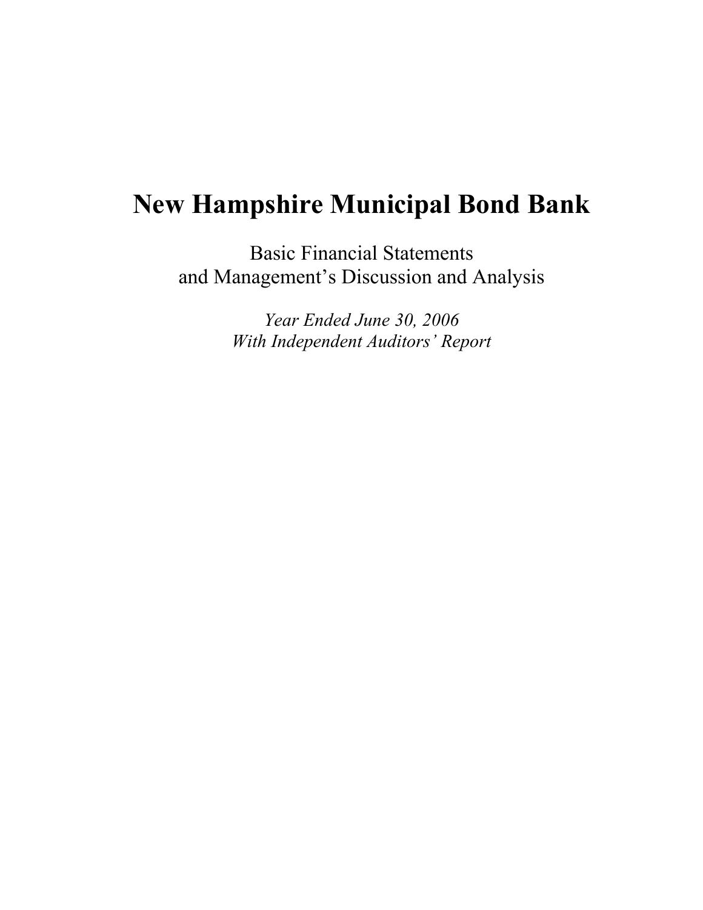# New Hampshire Municipal Bond Bank

Basic Financial Statements
and Management's Discussion and Analysis

*Year Ended June 30, 2006*
*With Independent Auditors' Report*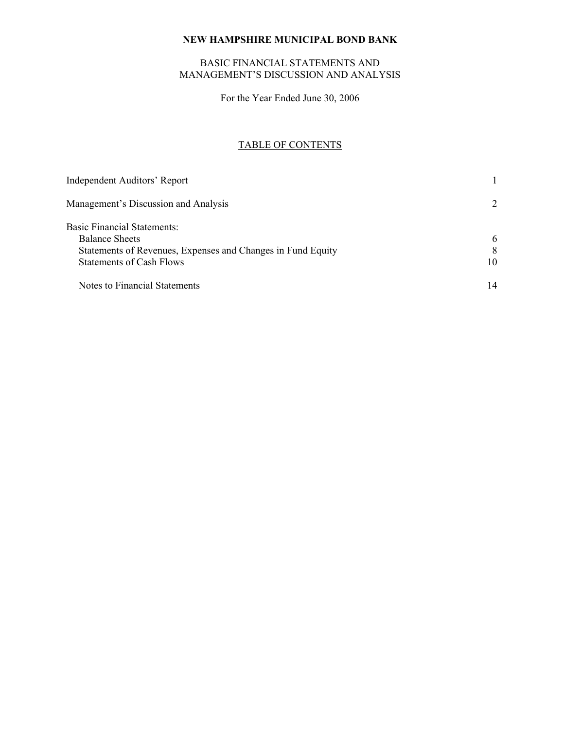**NEW HAMPSHIRE MUNICIPAL BOND BANK**

BASIC FINANCIAL STATEMENTS AND
MANAGEMENT'S DISCUSSION AND ANALYSIS

For the Year Ended June 30, 2006

## TABLE OF CONTENTS

| | |
|---|---|
| Independent Auditors' Report | 1 |
| Management's Discussion and Analysis | 2 |
| Basic Financial Statements: | |
| Balance Sheets | 6 |
| Statements of Revenues, Expenses and Changes in Fund Equity | 8 |
| Statements of Cash Flows | 10 |
| Notes to Financial Statements | 14 |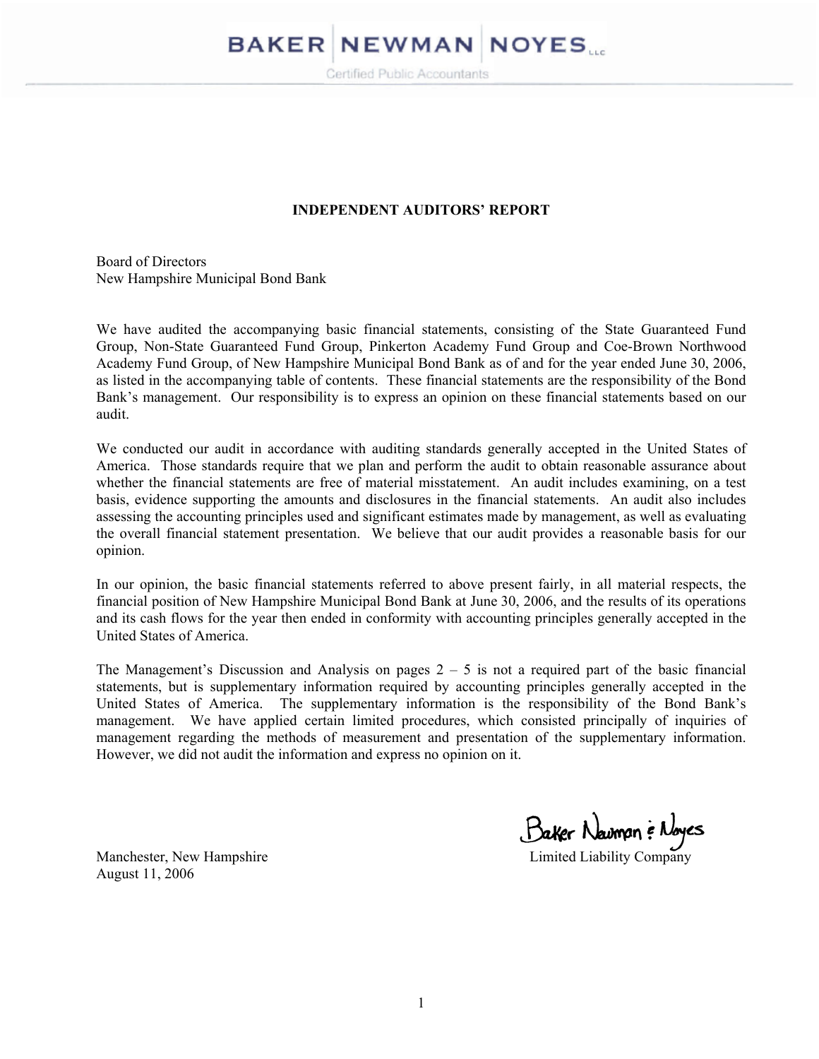BAKER | NEWMAN | NOYES LLC

Certified Public Accountants

## INDEPENDENT AUDITORS' REPORT

Board of Directors
New Hampshire Municipal Bond Bank

We have audited the accompanying basic financial statements, consisting of the State Guaranteed Fund Group, Non-State Guaranteed Fund Group, Pinkerton Academy Fund Group and Coe-Brown Northwood Academy Fund Group, of New Hampshire Municipal Bond Bank as of and for the year ended June 30, 2006, as listed in the accompanying table of contents. These financial statements are the responsibility of the Bond Bank's management. Our responsibility is to express an opinion on these financial statements based on our audit.

We conducted our audit in accordance with auditing standards generally accepted in the United States of America. Those standards require that we plan and perform the audit to obtain reasonable assurance about whether the financial statements are free of material misstatement. An audit includes examining, on a test basis, evidence supporting the amounts and disclosures in the financial statements. An audit also includes assessing the accounting principles used and significant estimates made by management, as well as evaluating the overall financial statement presentation. We believe that our audit provides a reasonable basis for our opinion.

In our opinion, the basic financial statements referred to above present fairly, in all material respects, the financial position of New Hampshire Municipal Bond Bank at June 30, 2006, and the results of its operations and its cash flows for the year then ended in conformity with accounting principles generally accepted in the United States of America.

The Management's Discussion and Analysis on pages 2 – 5 is not a required part of the basic financial statements, but is supplementary information required by accounting principles generally accepted in the United States of America. The supplementary information is the responsibility of the Bond Bank's management. We have applied certain limited procedures, which consisted principally of inquiries of management regarding the methods of measurement and presentation of the supplementary information. However, we did not audit the information and express no opinion on it.

Baker Newman & Noyes
Limited Liability Company

Manchester, New Hampshire
August 11, 2006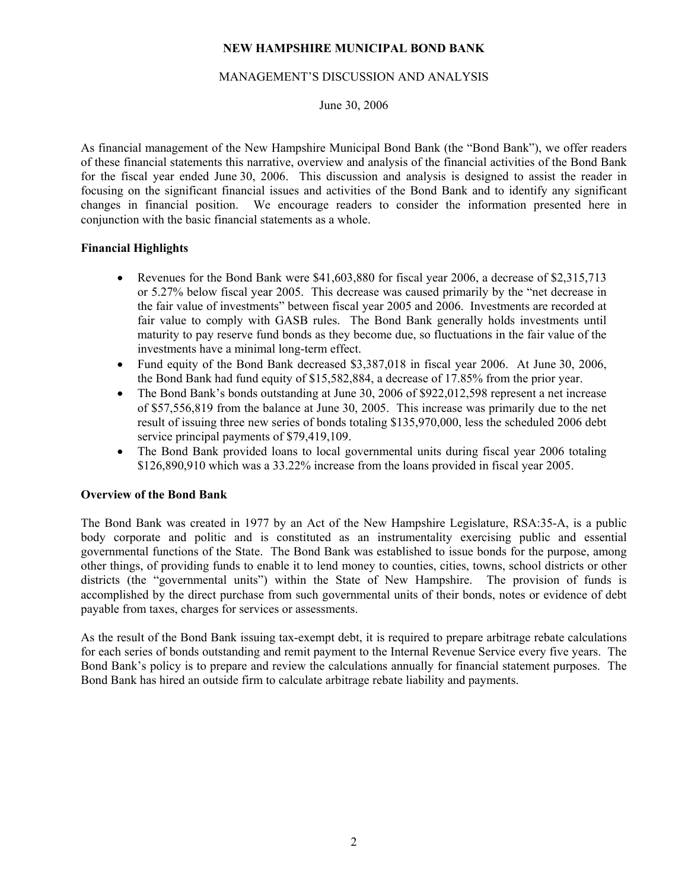# NEW HAMPSHIRE MUNICIPAL BOND BANK

## MANAGEMENT'S DISCUSSION AND ANALYSIS

June 30, 2006

As financial management of the New Hampshire Municipal Bond Bank (the "Bond Bank"), we offer readers of these financial statements this narrative, overview and analysis of the financial activities of the Bond Bank for the fiscal year ended June 30, 2006. This discussion and analysis is designed to assist the reader in focusing on the significant financial issues and activities of the Bond Bank and to identify any significant changes in financial position. We encourage readers to consider the information presented here in conjunction with the basic financial statements as a whole.

### Financial Highlights

- Revenues for the Bond Bank were $41,603,880 for fiscal year 2006, a decrease of $2,315,713 or 5.27% below fiscal year 2005. This decrease was caused primarily by the "net decrease in the fair value of investments" between fiscal year 2005 and 2006. Investments are recorded at fair value to comply with GASB rules. The Bond Bank generally holds investments until maturity to pay reserve fund bonds as they become due, so fluctuations in the fair value of the investments have a minimal long-term effect.
- Fund equity of the Bond Bank decreased $3,387,018 in fiscal year 2006. At June 30, 2006, the Bond Bank had fund equity of $15,582,884, a decrease of 17.85% from the prior year.
- The Bond Bank's bonds outstanding at June 30, 2006 of $922,012,598 represent a net increase of $57,556,819 from the balance at June 30, 2005. This increase was primarily due to the net result of issuing three new series of bonds totaling $135,970,000, less the scheduled 2006 debt service principal payments of $79,419,109.
- The Bond Bank provided loans to local governmental units during fiscal year 2006 totaling $126,890,910 which was a 33.22% increase from the loans provided in fiscal year 2005.

### Overview of the Bond Bank

The Bond Bank was created in 1977 by an Act of the New Hampshire Legislature, RSA:35-A, is a public body corporate and politic and is constituted as an instrumentality exercising public and essential governmental functions of the State. The Bond Bank was established to issue bonds for the purpose, among other things, of providing funds to enable it to lend money to counties, cities, towns, school districts or other districts (the "governmental units") within the State of New Hampshire. The provision of funds is accomplished by the direct purchase from such governmental units of their bonds, notes or evidence of debt payable from taxes, charges for services or assessments.

As the result of the Bond Bank issuing tax-exempt debt, it is required to prepare arbitrage rebate calculations for each series of bonds outstanding and remit payment to the Internal Revenue Service every five years. The Bond Bank's policy is to prepare and review the calculations annually for financial statement purposes. The Bond Bank has hired an outside firm to calculate arbitrage rebate liability and payments.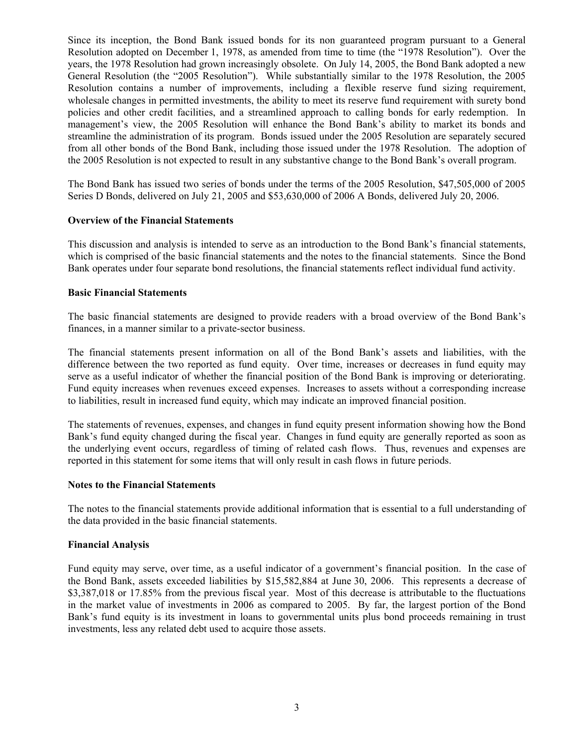Since its inception, the Bond Bank issued bonds for its non guaranteed program pursuant to a General Resolution adopted on December 1, 1978, as amended from time to time (the "1978 Resolution"). Over the years, the 1978 Resolution had grown increasingly obsolete. On July 14, 2005, the Bond Bank adopted a new General Resolution (the "2005 Resolution"). While substantially similar to the 1978 Resolution, the 2005 Resolution contains a number of improvements, including a flexible reserve fund sizing requirement, wholesale changes in permitted investments, the ability to meet its reserve fund requirement with surety bond policies and other credit facilities, and a streamlined approach to calling bonds for early redemption. In management's view, the 2005 Resolution will enhance the Bond Bank's ability to market its bonds and streamline the administration of its program. Bonds issued under the 2005 Resolution are separately secured from all other bonds of the Bond Bank, including those issued under the 1978 Resolution. The adoption of the 2005 Resolution is not expected to result in any substantive change to the Bond Bank's overall program.

The Bond Bank has issued two series of bonds under the terms of the 2005 Resolution, $47,505,000 of 2005 Series D Bonds, delivered on July 21, 2005 and $53,630,000 of 2006 A Bonds, delivered July 20, 2006.

**Overview of the Financial Statements**

This discussion and analysis is intended to serve as an introduction to the Bond Bank's financial statements, which is comprised of the basic financial statements and the notes to the financial statements. Since the Bond Bank operates under four separate bond resolutions, the financial statements reflect individual fund activity.

**Basic Financial Statements**

The basic financial statements are designed to provide readers with a broad overview of the Bond Bank's finances, in a manner similar to a private-sector business.

The financial statements present information on all of the Bond Bank's assets and liabilities, with the difference between the two reported as fund equity. Over time, increases or decreases in fund equity may serve as a useful indicator of whether the financial position of the Bond Bank is improving or deteriorating. Fund equity increases when revenues exceed expenses. Increases to assets without a corresponding increase to liabilities, result in increased fund equity, which may indicate an improved financial position.

The statements of revenues, expenses, and changes in fund equity present information showing how the Bond Bank's fund equity changed during the fiscal year. Changes in fund equity are generally reported as soon as the underlying event occurs, regardless of timing of related cash flows. Thus, revenues and expenses are reported in this statement for some items that will only result in cash flows in future periods.

**Notes to the Financial Statements**

The notes to the financial statements provide additional information that is essential to a full understanding of the data provided in the basic financial statements.

**Financial Analysis**

Fund equity may serve, over time, as a useful indicator of a government's financial position. In the case of the Bond Bank, assets exceeded liabilities by $15,582,884 at June 30, 2006. This represents a decrease of $3,387,018 or 17.85% from the previous fiscal year. Most of this decrease is attributable to the fluctuations in the market value of investments in 2006 as compared to 2005. By far, the largest portion of the Bond Bank's fund equity is its investment in loans to governmental units plus bond proceeds remaining in trust investments, less any related debt used to acquire those assets.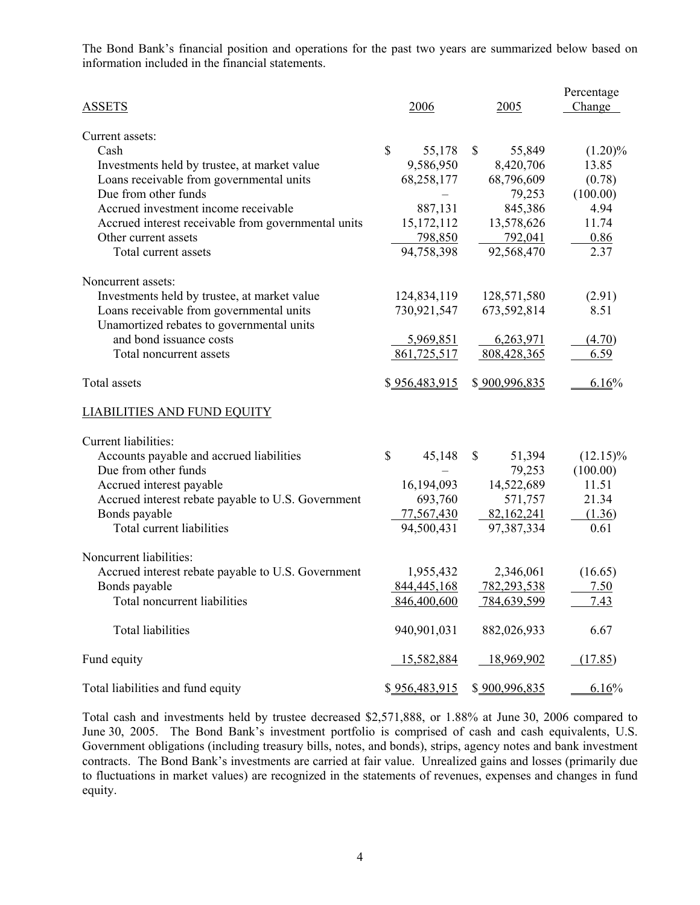The Bond Bank's financial position and operations for the past two years are summarized below based on information included in the financial statements.

| ASSETS | 2006 | 2005 | Percentage Change |
|---|---|---|---|
| Current assets: | | | |
| Cash | $ 55,178 | $ 55,849 | (1.20)% |
| Investments held by trustee, at market value | 9,586,950 | 8,420,706 | 13.85 |
| Loans receivable from governmental units | 68,258,177 | 68,796,609 | (0.78) |
| Due from other funds | – | 79,253 | (100.00) |
| Accrued investment income receivable | 887,131 | 845,386 | 4.94 |
| Accrued interest receivable from governmental units | 15,172,112 | 13,578,626 | 11.74 |
| Other current assets | 798,850 | 792,041 | 0.86 |
| Total current assets | 94,758,398 | 92,568,470 | 2.37 |
| Noncurrent assets: | | | |
| Investments held by trustee, at market value | 124,834,119 | 128,571,580 | (2.91) |
| Loans receivable from governmental units | 730,921,547 | 673,592,814 | 8.51 |
| Unamortized rebates to governmental units and bond issuance costs | 5,969,851 | 6,263,971 | (4.70) |
| Total noncurrent assets | 861,725,517 | 808,428,365 | 6.59 |
| Total assets | $ 956,483,915 | $ 900,996,835 | 6.16% |
| LIABILITIES AND FUND EQUITY | | | |
| Current liabilities: | | | |
| Accounts payable and accrued liabilities | $ 45,148 | $ 51,394 | (12.15)% |
| Due from other funds | – | 79,253 | (100.00) |
| Accrued interest payable | 16,194,093 | 14,522,689 | 11.51 |
| Accrued interest rebate payable to U.S. Government | 693,760 | 571,757 | 21.34 |
| Bonds payable | 77,567,430 | 82,162,241 | (1.36) |
| Total current liabilities | 94,500,431 | 97,387,334 | 0.61 |
| Noncurrent liabilities: | | | |
| Accrued interest rebate payable to U.S. Government | 1,955,432 | 2,346,061 | (16.65) |
| Bonds payable | 844,445,168 | 782,293,538 | 7.50 |
| Total noncurrent liabilities | 846,400,600 | 784,639,599 | 7.43 |
| Total liabilities | 940,901,031 | 882,026,933 | 6.67 |
| Fund equity | 15,582,884 | 18,969,902 | (17.85) |
| Total liabilities and fund equity | $ 956,483,915 | $ 900,996,835 | 6.16% |

Total cash and investments held by trustee decreased $2,571,888, or 1.88% at June 30, 2006 compared to June 30, 2005. The Bond Bank's investment portfolio is comprised of cash and cash equivalents, U.S. Government obligations (including treasury bills, notes, and bonds), strips, agency notes and bank investment contracts. The Bond Bank's investments are carried at fair value. Unrealized gains and losses (primarily due to fluctuations in market values) are recognized in the statements of revenues, expenses and changes in fund equity.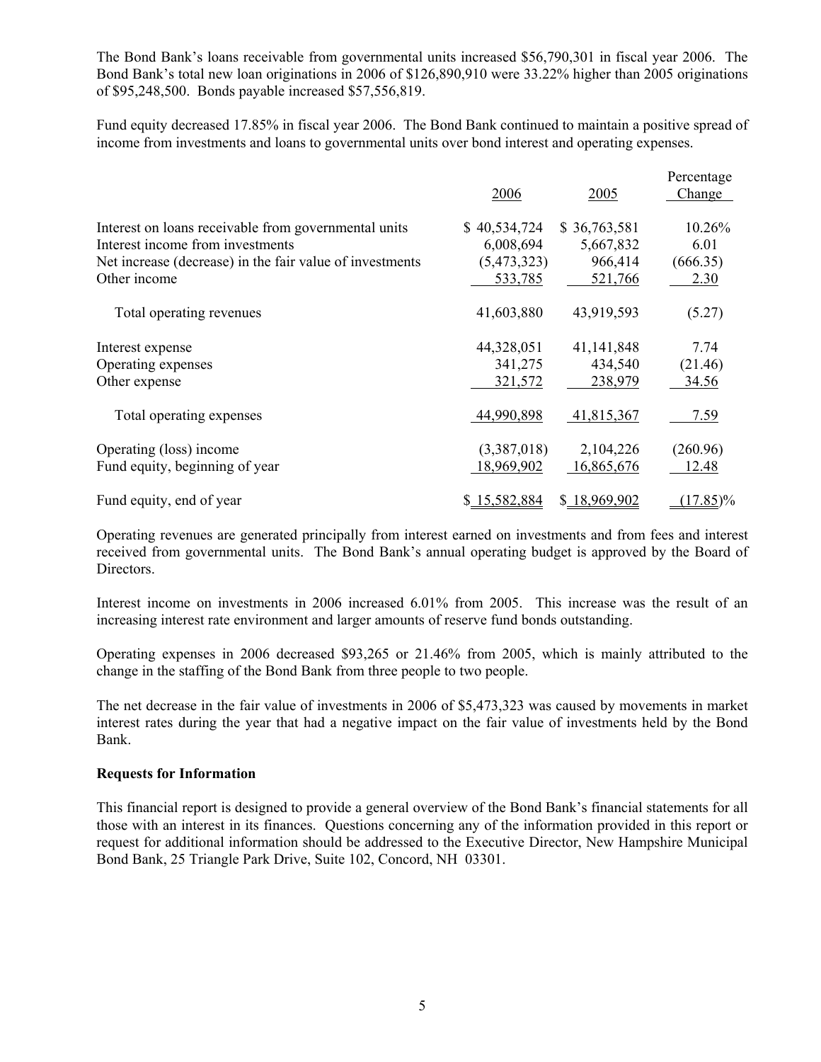The Bond Bank's loans receivable from governmental units increased $56,790,301 in fiscal year 2006. The Bond Bank's total new loan originations in 2006 of $126,890,910 were 33.22% higher than 2005 originations of $95,248,500. Bonds payable increased $57,556,819.

Fund equity decreased 17.85% in fiscal year 2006. The Bond Bank continued to maintain a positive spread of income from investments and loans to governmental units over bond interest and operating expenses.

| | 2006 | 2005 | Percentage Change |
|---|---|---|---|
| Interest on loans receivable from governmental units | $ 40,534,724 | $ 36,763,581 | 10.26% |
| Interest income from investments | 6,008,694 | 5,667,832 | 6.01 |
| Net increase (decrease) in the fair value of investments | (5,473,323) | 966,414 | (666.35) |
| Other income | 533,785 | 521,766 | 2.30 |
| Total operating revenues | 41,603,880 | 43,919,593 | (5.27) |
| Interest expense | 44,328,051 | 41,141,848 | 7.74 |
| Operating expenses | 341,275 | 434,540 | (21.46) |
| Other expense | 321,572 | 238,979 | 34.56 |
| Total operating expenses | 44,990,898 | 41,815,367 | 7.59 |
| Operating (loss) income | (3,387,018) | 2,104,226 | (260.96) |
| Fund equity, beginning of year | 18,969,902 | 16,865,676 | 12.48 |
| Fund equity, end of year | $ 15,582,884 | $ 18,969,902 | (17.85)% |

Operating revenues are generated principally from interest earned on investments and from fees and interest received from governmental units. The Bond Bank's annual operating budget is approved by the Board of Directors.

Interest income on investments in 2006 increased 6.01% from 2005. This increase was the result of an increasing interest rate environment and larger amounts of reserve fund bonds outstanding.

Operating expenses in 2006 decreased $93,265 or 21.46% from 2005, which is mainly attributed to the change in the staffing of the Bond Bank from three people to two people.

The net decrease in the fair value of investments in 2006 of $5,473,323 was caused by movements in market interest rates during the year that had a negative impact on the fair value of investments held by the Bond Bank.

**Requests for Information**

This financial report is designed to provide a general overview of the Bond Bank's financial statements for all those with an interest in its finances. Questions concerning any of the information provided in this report or request for additional information should be addressed to the Executive Director, New Hampshire Municipal Bond Bank, 25 Triangle Park Drive, Suite 102, Concord, NH 03301.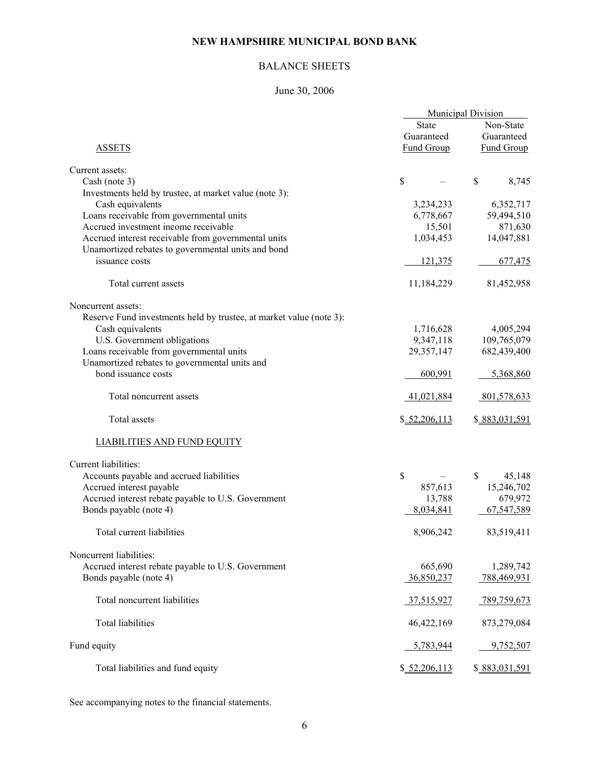# NEW HAMPSHIRE MUNICIPAL BOND BANK

## BALANCE SHEETS

June 30, 2006

| | Municipal Division | |
|---|---|---|
| ASSETS | State Guaranteed Fund Group | Non-State Guaranteed Fund Group |
| Current assets: | | |
| Cash (note 3) | $ – | $ 8,745 |
| Investments held by trustee, at market value (note 3): | | |
| Cash equivalents | 3,234,233 | 6,352,717 |
| Loans receivable from governmental units | 6,778,667 | 59,494,510 |
| Accrued investment income receivable | 15,501 | 871,630 |
| Accrued interest receivable from governmental units | 1,034,453 | 14,047,881 |
| Unamortized rebates to governmental units and bond issuance costs | 121,375 | 677,475 |
| Total current assets | 11,184,229 | 81,452,958 |
| Noncurrent assets: | | |
| Reserve Fund investments held by trustee, at market value (note 3): | | |
| Cash equivalents | 1,716,628 | 4,005,294 |
| U.S. Government obligations | 9,347,118 | 109,765,079 |
| Loans receivable from governmental units | 29,357,147 | 682,439,400 |
| Unamortized rebates to governmental units and bond issuance costs | 600,991 | 5,368,860 |
| Total noncurrent assets | 41,021,884 | 801,578,633 |
| Total assets | $ 52,206,113 | $ 883,031,591 |
| LIABILITIES AND FUND EQUITY | | |
| Current liabilities: | | |
| Accounts payable and accrued liabilities | $ – | $ 45,148 |
| Accrued interest payable | 857,613 | 15,246,702 |
| Accrued interest rebate payable to U.S. Government | 13,788 | 679,972 |
| Bonds payable (note 4) | 8,034,841 | 67,547,589 |
| Total current liabilities | 8,906,242 | 83,519,411 |
| Noncurrent liabilities: | | |
| Accrued interest rebate payable to U.S. Government | 665,690 | 1,289,742 |
| Bonds payable (note 4) | 36,850,237 | 788,469,931 |
| Total noncurrent liabilities | 37,515,927 | 789,759,673 |
| Total liabilities | 46,422,169 | 873,279,084 |
| Fund equity | 5,783,944 | 9,752,507 |
| Total liabilities and fund equity | $ 52,206,113 | $ 883,031,591 |

See accompanying notes to the financial statements.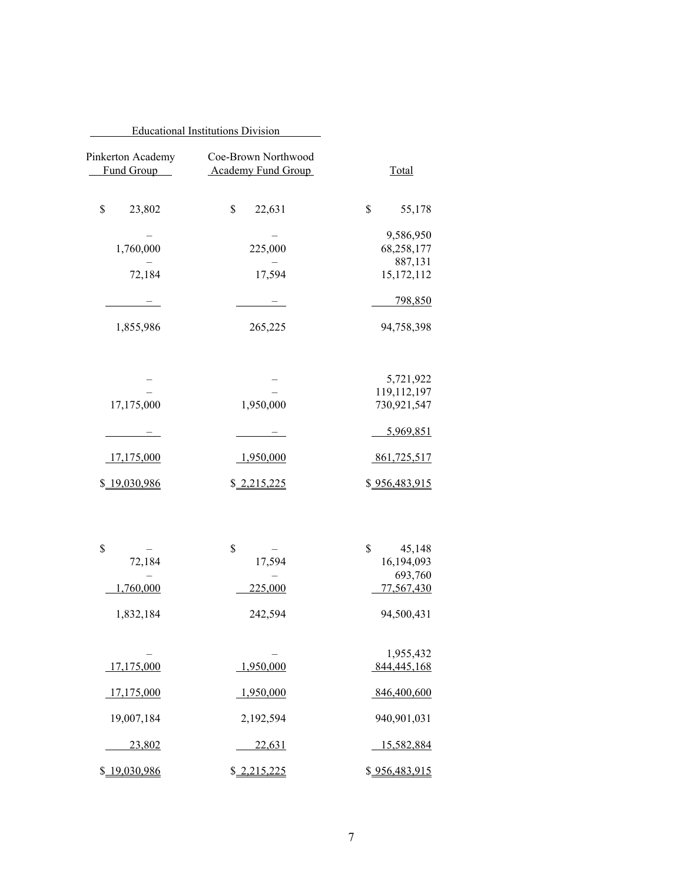| Educational Institutions Division | | |
|---|---|---|
| Pinkerton Academy Fund Group | Coe-Brown Northwood Academy Fund Group | Total |
| $ 23,802 | $ 22,631 | $ 55,178 |
| – | – | 9,586,950 |
| 1,760,000 | 225,000 | 68,258,177 |
| – | – | 887,131 |
| 72,184 | 17,594 | 15,172,112 |
| – | – | 798,850 |
| 1,855,986 | 265,225 | 94,758,398 |
| | | |
| – | – | 5,721,922 |
| – | – | 119,112,197 |
| 17,175,000 | 1,950,000 | 730,921,547 |
| – | – | 5,969,851 |
| 17,175,000 | 1,950,000 | 861,725,517 |
| $ 19,030,986 | $ 2,215,225 | $ 956,483,915 |
| | | |
| $ – | $ – | $ 45,148 |
| 72,184 | 17,594 | 16,194,093 |
| – | – | 693,760 |
| 1,760,000 | 225,000 | 77,567,430 |
| 1,832,184 | 242,594 | 94,500,431 |
| | | |
| – | – | 1,955,432 |
| 17,175,000 | 1,950,000 | 844,445,168 |
| 17,175,000 | 1,950,000 | 846,400,600 |
| 19,007,184 | 2,192,594 | 940,901,031 |
| 23,802 | 22,631 | 15,582,884 |
| $ 19,030,986 | $ 2,215,225 | $ 956,483,915 |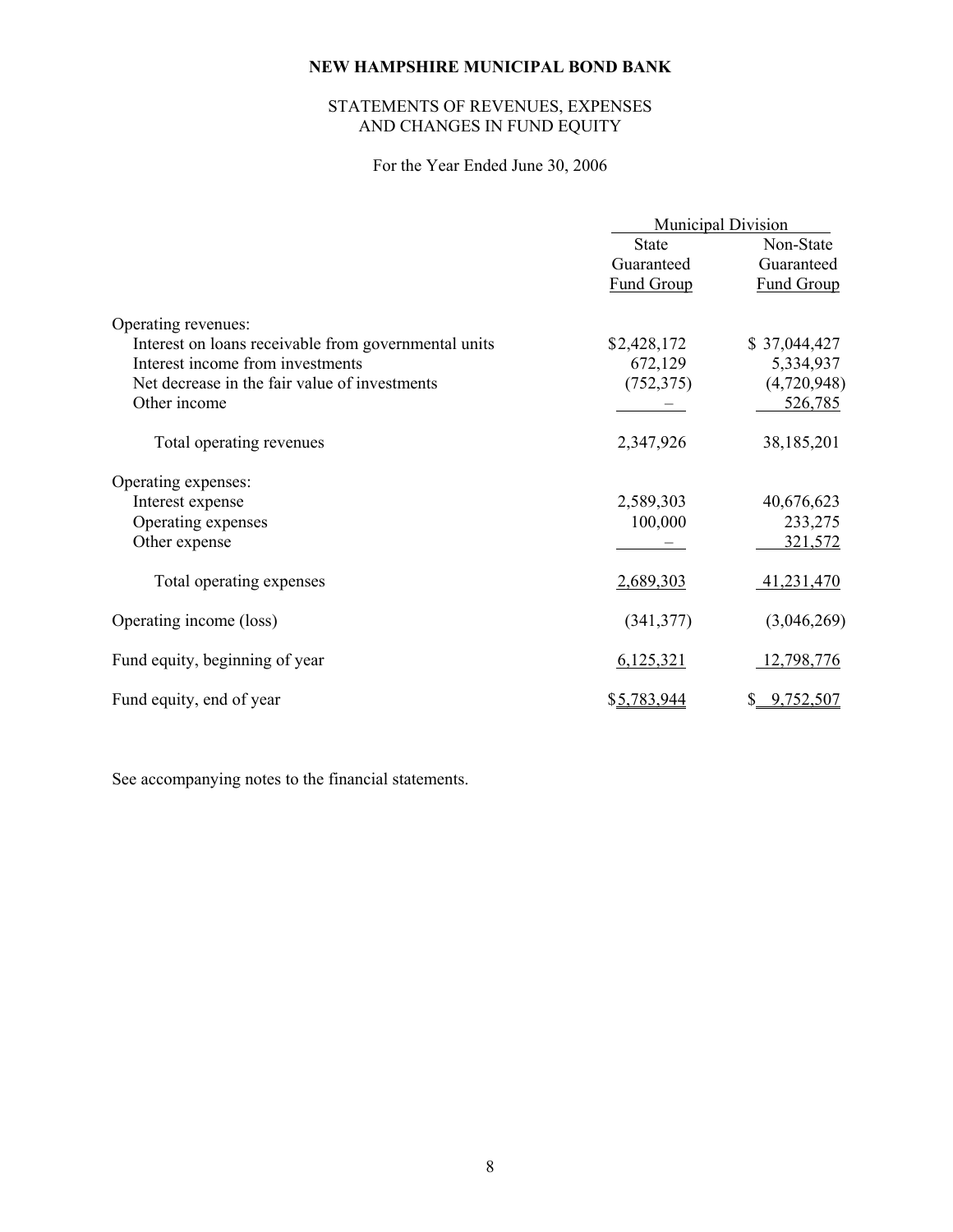**NEW HAMPSHIRE MUNICIPAL BOND BANK**

STATEMENTS OF REVENUES, EXPENSES AND CHANGES IN FUND EQUITY

For the Year Ended June 30, 2006

| | Municipal Division | |
|---|---|---|
| | State Guaranteed Fund Group | Non-State Guaranteed Fund Group |
| Operating revenues: | | |
| Interest on loans receivable from governmental units | $2,428,172 | $ 37,044,427 |
| Interest income from investments | 672,129 | 5,334,937 |
| Net decrease in the fair value of investments | (752,375) | (4,720,948) |
| Other income | – | 526,785 |
| Total operating revenues | 2,347,926 | 38,185,201 |
| Operating expenses: | | |
| Interest expense | 2,589,303 | 40,676,623 |
| Operating expenses | 100,000 | 233,275 |
| Other expense | – | 321,572 |
| Total operating expenses | 2,689,303 | 41,231,470 |
| Operating income (loss) | (341,377) | (3,046,269) |
| Fund equity, beginning of year | 6,125,321 | 12,798,776 |
| Fund equity, end of year | $5,783,944 | $ 9,752,507 |

See accompanying notes to the financial statements.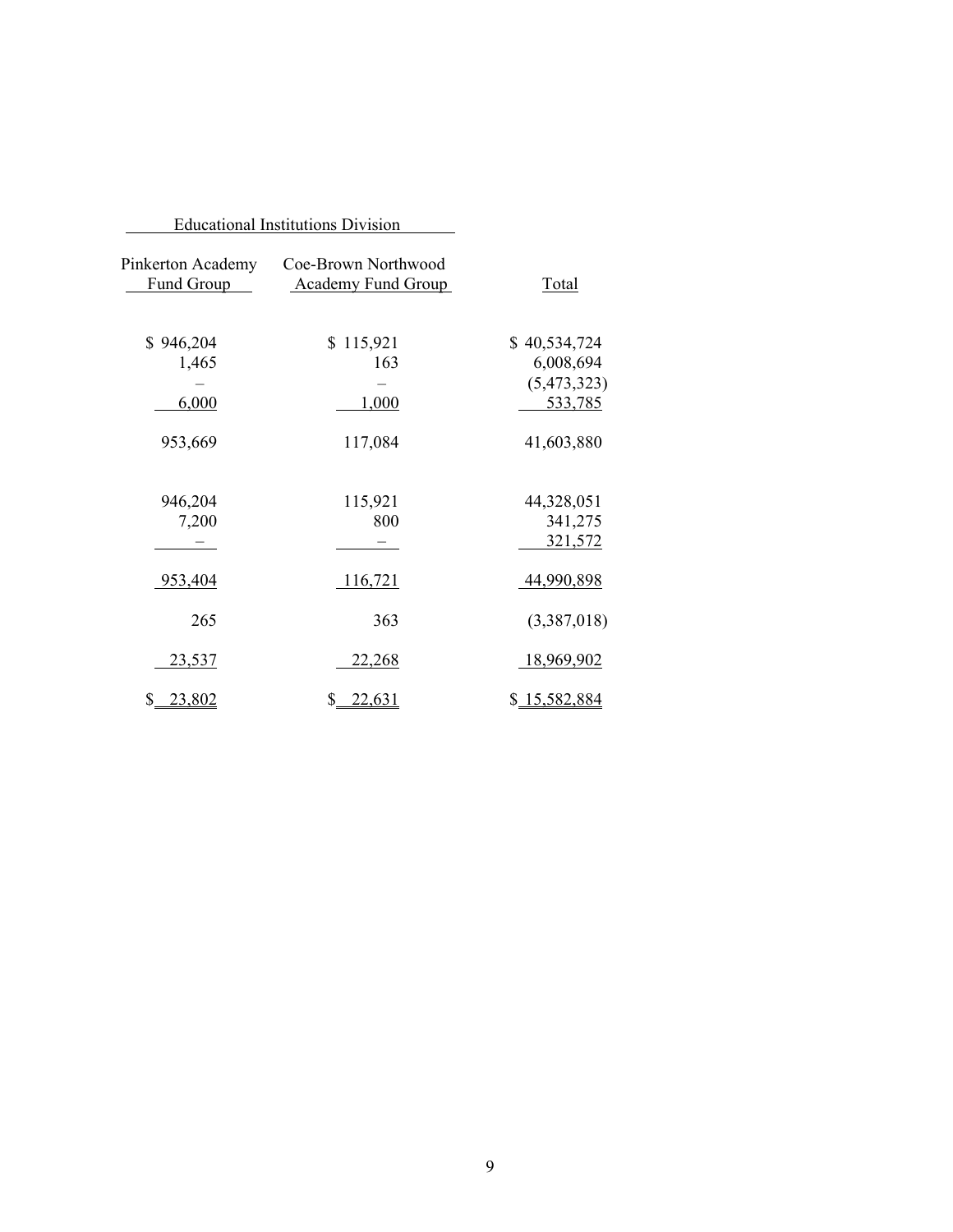| Educational Institutions Division | | |
|---|---|---|
| Pinkerton Academy Fund Group | Coe-Brown Northwood Academy Fund Group | Total |
| $ 946,204 | $ 115,921 | $ 40,534,724 |
| 1,465 | 163 | 6,008,694 |
| – | – | (5,473,323) |
| 6,000 | 1,000 | 533,785 |
| 953,669 | 117,084 | 41,603,880 |
| 946,204 | 115,921 | 44,328,051 |
| 7,200 | 800 | 341,275 |
| – | – | 321,572 |
| 953,404 | 116,721 | 44,990,898 |
| 265 | 363 | (3,387,018) |
| 23,537 | 22,268 | 18,969,902 |
| $ 23,802 | $ 22,631 | $ 15,582,884 |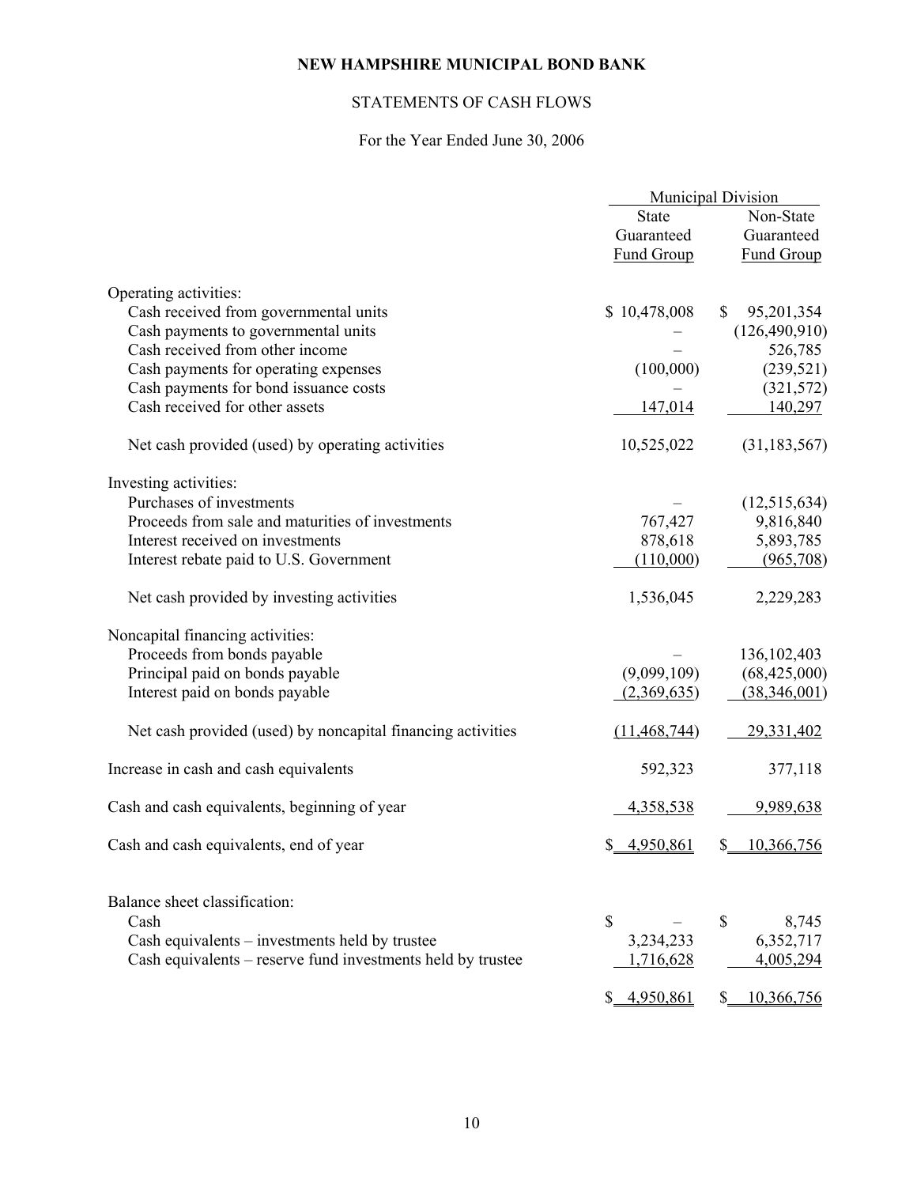# NEW HAMPSHIRE MUNICIPAL BOND BANK

## STATEMENTS OF CASH FLOWS

For the Year Ended June 30, 2006

| | Municipal Division | |
|---|---|---|
| | State Guaranteed Fund Group | Non-State Guaranteed Fund Group |
| Operating activities: | | |
| Cash received from governmental units | $ 10,478,008 | $ 95,201,354 |
| Cash payments to governmental units | – | (126,490,910) |
| Cash received from other income | – | 526,785 |
| Cash payments for operating expenses | (100,000) | (239,521) |
| Cash payments for bond issuance costs | – | (321,572) |
| Cash received for other assets | 147,014 | 140,297 |
| Net cash provided (used) by operating activities | 10,525,022 | (31,183,567) |
| Investing activities: | | |
| Purchases of investments | – | (12,515,634) |
| Proceeds from sale and maturities of investments | 767,427 | 9,816,840 |
| Interest received on investments | 878,618 | 5,893,785 |
| Interest rebate paid to U.S. Government | (110,000) | (965,708) |
| Net cash provided by investing activities | 1,536,045 | 2,229,283 |
| Noncapital financing activities: | | |
| Proceeds from bonds payable | – | 136,102,403 |
| Principal paid on bonds payable | (9,099,109) | (68,425,000) |
| Interest paid on bonds payable | (2,369,635) | (38,346,001) |
| Net cash provided (used) by noncapital financing activities | (11,468,744) | 29,331,402 |
| Increase in cash and cash equivalents | 592,323 | 377,118 |
| Cash and cash equivalents, beginning of year | 4,358,538 | 9,989,638 |
| Cash and cash equivalents, end of year | $ 4,950,861 | $ 10,366,756 |
| Balance sheet classification: | | |
| Cash | $ – | $ 8,745 |
| Cash equivalents – investments held by trustee | 3,234,233 | 6,352,717 |
| Cash equivalents – reserve fund investments held by trustee | 1,716,628 | 4,005,294 |
| | $ 4,950,861 | $ 10,366,756 |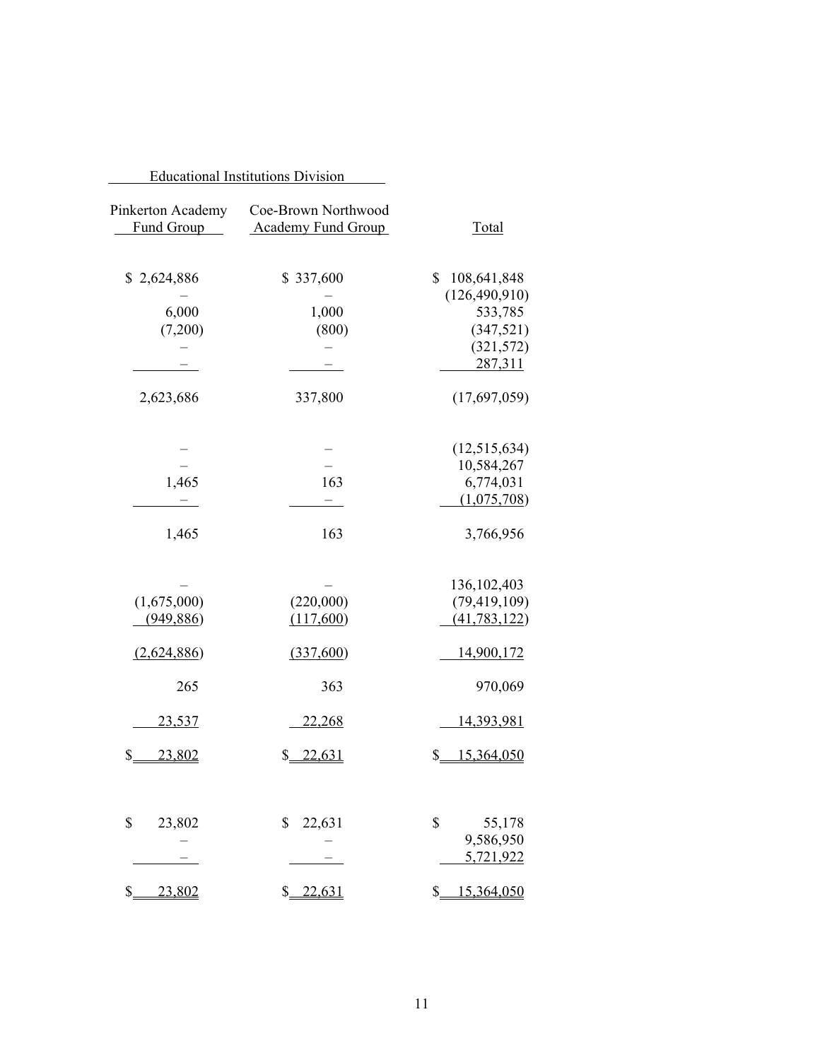| Educational Institutions Division | | |
|---|---|---|
| Pinkerton Academy Fund Group | Coe-Brown Northwood Academy Fund Group | Total |
| $ 2,624,886 | $ 337,600 | $ 108,641,848 |
| – | – | (126,490,910) |
| 6,000 | 1,000 | 533,785 |
| (7,200) | (800) | (347,521) |
| – | – | (321,572) |
| – | – | 287,311 |
| 2,623,686 | 337,800 | (17,697,059) |
| | | |
| – | – | (12,515,634) |
| – | – | 10,584,267 |
| 1,465 | 163 | 6,774,031 |
| – | – | (1,075,708) |
| 1,465 | 163 | 3,766,956 |
| | | |
| – | – | 136,102,403 |
| (1,675,000) | (220,000) | (79,419,109) |
| (949,886) | (117,600) | (41,783,122) |
| (2,624,886) | (337,600) | 14,900,172 |
| 265 | 363 | 970,069 |
| 23,537 | 22,268 | 14,393,981 |
| $ 23,802 | $ 22,631 | $ 15,364,050 |
| | | |
| $ 23,802 | $ 22,631 | $ 55,178 |
| – | – | 9,586,950 |
| – | – | 5,721,922 |
| $ 23,802 | $ 22,631 | $ 15,364,050 |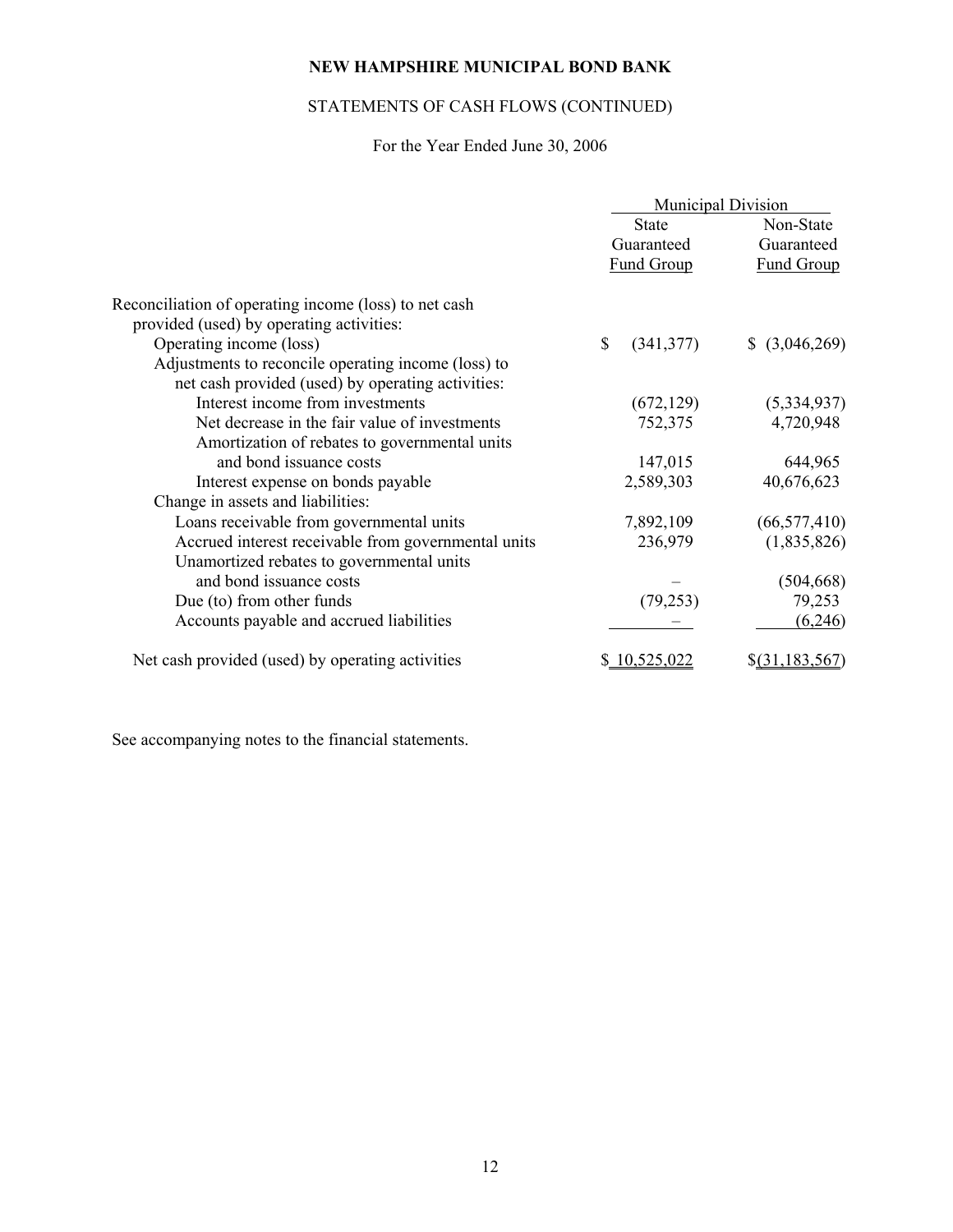**NEW HAMPSHIRE MUNICIPAL BOND BANK**

STATEMENTS OF CASH FLOWS (CONTINUED)

For the Year Ended June 30, 2006

| | Municipal Division | |
|---|---|---|
| | State Guaranteed Fund Group | Non-State Guaranteed Fund Group |
| Reconciliation of operating income (loss) to net cash provided (used) by operating activities: | | |
| Operating income (loss) | $ (341,377) | $ (3,046,269) |
| Adjustments to reconcile operating income (loss) to net cash provided (used) by operating activities: | | |
| Interest income from investments | (672,129) | (5,334,937) |
| Net decrease in the fair value of investments | 752,375 | 4,720,948 |
| Amortization of rebates to governmental units and bond issuance costs | 147,015 | 644,965 |
| Interest expense on bonds payable | 2,589,303 | 40,676,623 |
| Change in assets and liabilities: | | |
| Loans receivable from governmental units | 7,892,109 | (66,577,410) |
| Accrued interest receivable from governmental units | 236,979 | (1,835,826) |
| Unamortized rebates to governmental units and bond issuance costs | – | (504,668) |
| Due (to) from other funds | (79,253) | 79,253 |
| Accounts payable and accrued liabilities | – | (6,246) |
| Net cash provided (used) by operating activities | $ 10,525,022 | $(31,183,567) |

See accompanying notes to the financial statements.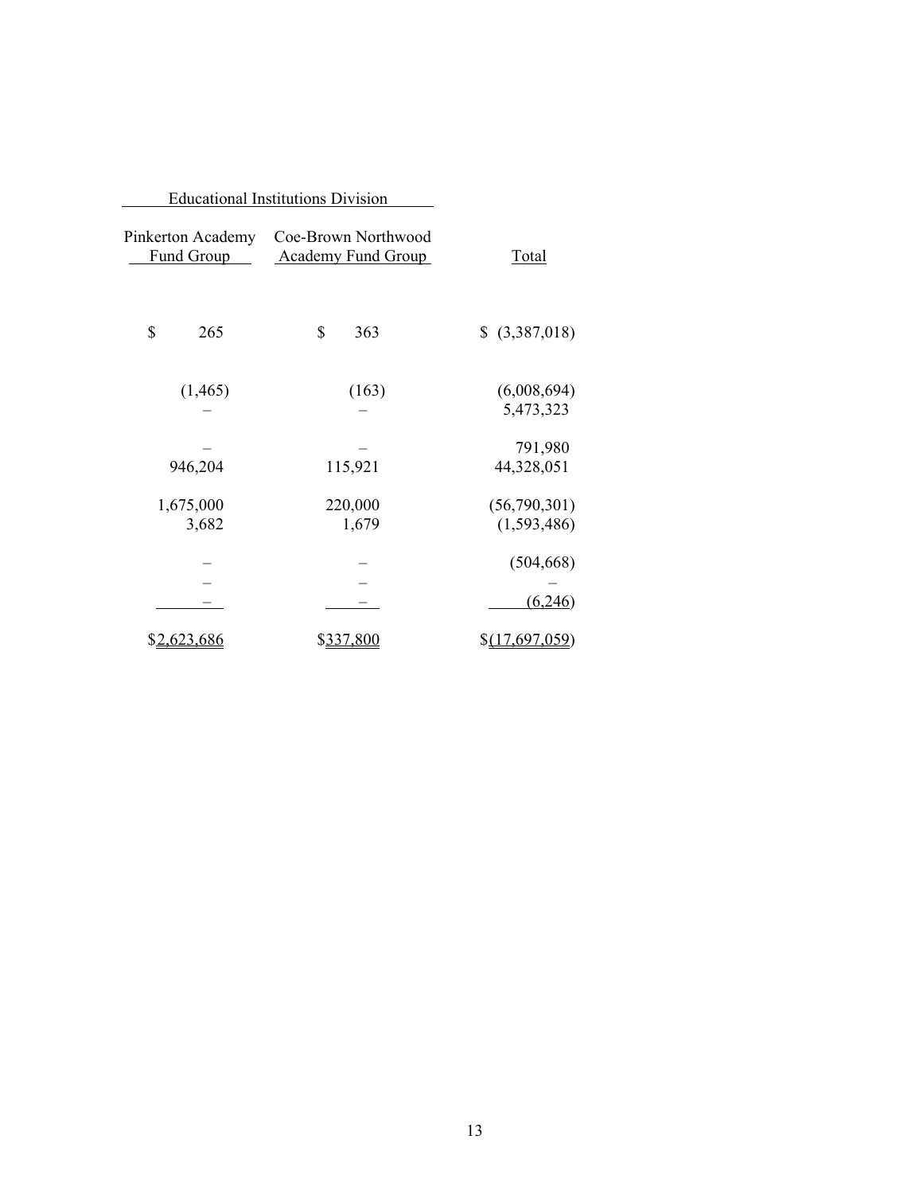| Educational Institutions Division | | |
|---|---|---|
| Pinkerton Academy Fund Group | Coe-Brown Northwood Academy Fund Group | Total |
| $ 265 | $ 363 | $ (3,387,018) |
| (1,465) | (163) | (6,008,694) |
| – | – | 5,473,323 |
| – | – | 791,980 |
| 946,204 | 115,921 | 44,328,051 |
| 1,675,000 | 220,000 | (56,790,301) |
| 3,682 | 1,679 | (1,593,486) |
| – | – | (504,668) |
| – | – | – |
| – | – | (6,246) |
| $2,623,686 | $337,800 | $(17,697,059) |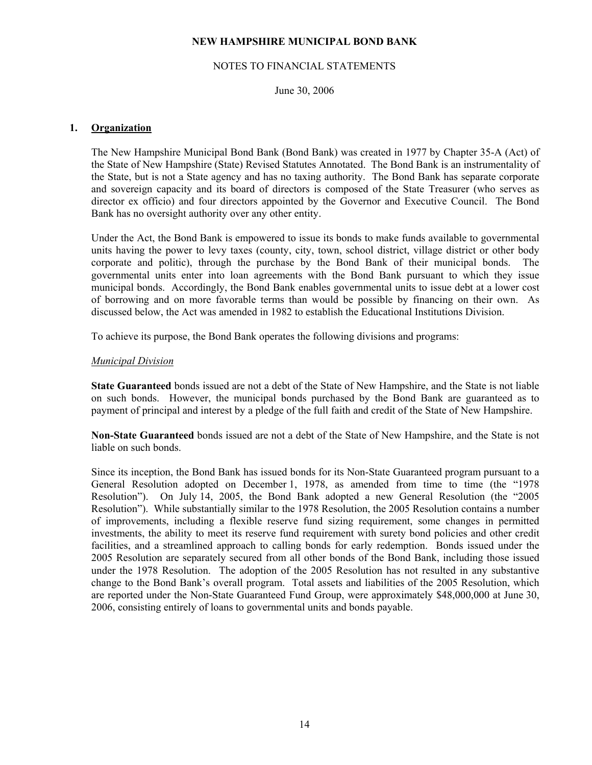# NEW HAMPSHIRE MUNICIPAL BOND BANK

## NOTES TO FINANCIAL STATEMENTS

June 30, 2006

### 1. Organization

The New Hampshire Municipal Bond Bank (Bond Bank) was created in 1977 by Chapter 35-A (Act) of the State of New Hampshire (State) Revised Statutes Annotated. The Bond Bank is an instrumentality of the State, but is not a State agency and has no taxing authority. The Bond Bank has separate corporate and sovereign capacity and its board of directors is composed of the State Treasurer (who serves as director ex officio) and four directors appointed by the Governor and Executive Council. The Bond Bank has no oversight authority over any other entity.

Under the Act, the Bond Bank is empowered to issue its bonds to make funds available to governmental units having the power to levy taxes (county, city, town, school district, village district or other body corporate and politic), through the purchase by the Bond Bank of their municipal bonds. The governmental units enter into loan agreements with the Bond Bank pursuant to which they issue municipal bonds. Accordingly, the Bond Bank enables governmental units to issue debt at a lower cost of borrowing and on more favorable terms than would be possible by financing on their own. As discussed below, the Act was amended in 1982 to establish the Educational Institutions Division.

To achieve its purpose, the Bond Bank operates the following divisions and programs:

*Municipal Division*

**State Guaranteed** bonds issued are not a debt of the State of New Hampshire, and the State is not liable on such bonds. However, the municipal bonds purchased by the Bond Bank are guaranteed as to payment of principal and interest by a pledge of the full faith and credit of the State of New Hampshire.

**Non-State Guaranteed** bonds issued are not a debt of the State of New Hampshire, and the State is not liable on such bonds.

Since its inception, the Bond Bank has issued bonds for its Non-State Guaranteed program pursuant to a General Resolution adopted on December 1, 1978, as amended from time to time (the "1978 Resolution"). On July 14, 2005, the Bond Bank adopted a new General Resolution (the "2005 Resolution"). While substantially similar to the 1978 Resolution, the 2005 Resolution contains a number of improvements, including a flexible reserve fund sizing requirement, some changes in permitted investments, the ability to meet its reserve fund requirement with surety bond policies and other credit facilities, and a streamlined approach to calling bonds for early redemption. Bonds issued under the 2005 Resolution are separately secured from all other bonds of the Bond Bank, including those issued under the 1978 Resolution. The adoption of the 2005 Resolution has not resulted in any substantive change to the Bond Bank's overall program. Total assets and liabilities of the 2005 Resolution, which are reported under the Non-State Guaranteed Fund Group, were approximately $48,000,000 at June 30, 2006, consisting entirely of loans to governmental units and bonds payable.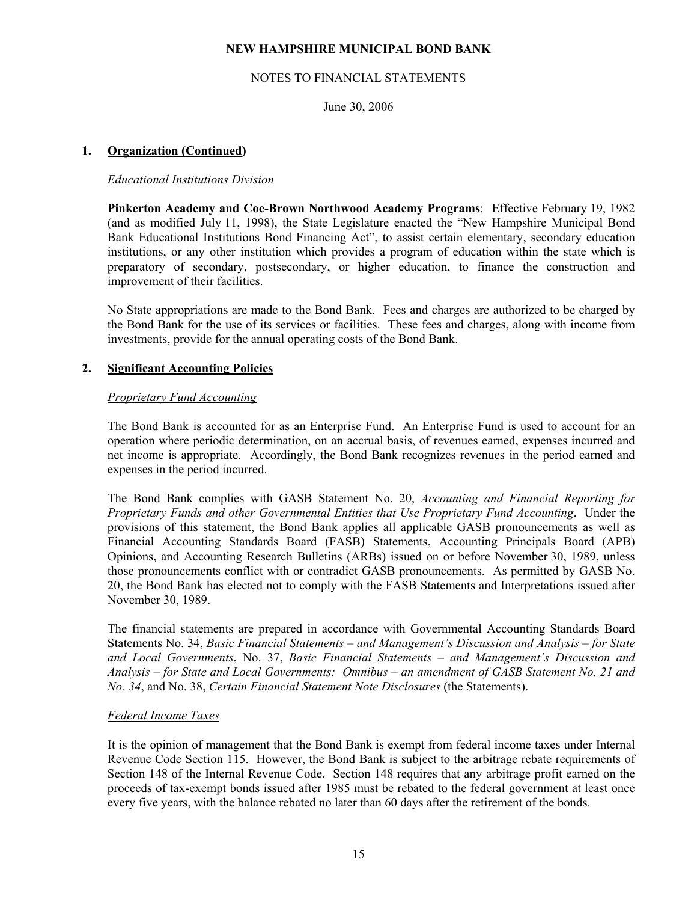**NEW HAMPSHIRE MUNICIPAL BOND BANK**

NOTES TO FINANCIAL STATEMENTS

June 30, 2006

## 1. Organization (Continued)

*Educational Institutions Division*

**Pinkerton Academy and Coe-Brown Northwood Academy Programs**: Effective February 19, 1982 (and as modified July 11, 1998), the State Legislature enacted the "New Hampshire Municipal Bond Bank Educational Institutions Bond Financing Act", to assist certain elementary, secondary education institutions, or any other institution which provides a program of education within the state which is preparatory of secondary, postsecondary, or higher education, to finance the construction and improvement of their facilities.

No State appropriations are made to the Bond Bank. Fees and charges are authorized to be charged by the Bond Bank for the use of its services or facilities. These fees and charges, along with income from investments, provide for the annual operating costs of the Bond Bank.

## 2. Significant Accounting Policies

*Proprietary Fund Accounting*

The Bond Bank is accounted for as an Enterprise Fund. An Enterprise Fund is used to account for an operation where periodic determination, on an accrual basis, of revenues earned, expenses incurred and net income is appropriate. Accordingly, the Bond Bank recognizes revenues in the period earned and expenses in the period incurred.

The Bond Bank complies with GASB Statement No. 20, *Accounting and Financial Reporting for Proprietary Funds and other Governmental Entities that Use Proprietary Fund Accounting*. Under the provisions of this statement, the Bond Bank applies all applicable GASB pronouncements as well as Financial Accounting Standards Board (FASB) Statements, Accounting Principals Board (APB) Opinions, and Accounting Research Bulletins (ARBs) issued on or before November 30, 1989, unless those pronouncements conflict with or contradict GASB pronouncements. As permitted by GASB No. 20, the Bond Bank has elected not to comply with the FASB Statements and Interpretations issued after November 30, 1989.

The financial statements are prepared in accordance with Governmental Accounting Standards Board Statements No. 34, *Basic Financial Statements – and Management's Discussion and Analysis – for State and Local Governments*, No. 37, *Basic Financial Statements – and Management's Discussion and Analysis – for State and Local Governments: Omnibus – an amendment of GASB Statement No. 21 and No. 34*, and No. 38, *Certain Financial Statement Note Disclosures* (the Statements).

*Federal Income Taxes*

It is the opinion of management that the Bond Bank is exempt from federal income taxes under Internal Revenue Code Section 115. However, the Bond Bank is subject to the arbitrage rebate requirements of Section 148 of the Internal Revenue Code. Section 148 requires that any arbitrage profit earned on the proceeds of tax-exempt bonds issued after 1985 must be rebated to the federal government at least once every five years, with the balance rebated no later than 60 days after the retirement of the bonds.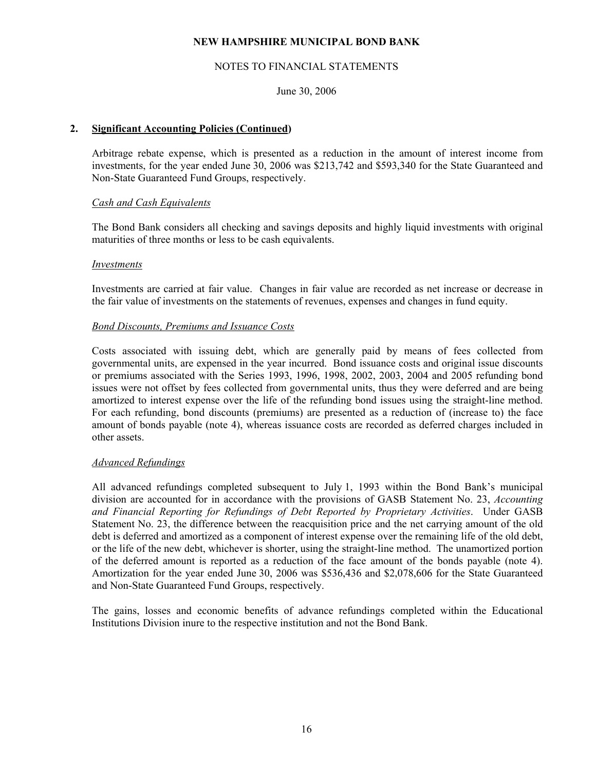## 2. Significant Accounting Policies (Continued)

Arbitrage rebate expense, which is presented as a reduction in the amount of interest income from investments, for the year ended June 30, 2006 was $213,742 and $593,340 for the State Guaranteed and Non-State Guaranteed Fund Groups, respectively.

### *Cash and Cash Equivalents*

The Bond Bank considers all checking and savings deposits and highly liquid investments with original maturities of three months or less to be cash equivalents.

### *Investments*

Investments are carried at fair value. Changes in fair value are recorded as net increase or decrease in the fair value of investments on the statements of revenues, expenses and changes in fund equity.

### *Bond Discounts, Premiums and Issuance Costs*

Costs associated with issuing debt, which are generally paid by means of fees collected from governmental units, are expensed in the year incurred. Bond issuance costs and original issue discounts or premiums associated with the Series 1993, 1996, 1998, 2002, 2003, 2004 and 2005 refunding bond issues were not offset by fees collected from governmental units, thus they were deferred and are being amortized to interest expense over the life of the refunding bond issues using the straight-line method. For each refunding, bond discounts (premiums) are presented as a reduction of (increase to) the face amount of bonds payable (note 4), whereas issuance costs are recorded as deferred charges included in other assets.

### *Advanced Refundings*

All advanced refundings completed subsequent to July 1, 1993 within the Bond Bank's municipal division are accounted for in accordance with the provisions of GASB Statement No. 23, *Accounting and Financial Reporting for Refundings of Debt Reported by Proprietary Activities*. Under GASB Statement No. 23, the difference between the reacquisition price and the net carrying amount of the old debt is deferred and amortized as a component of interest expense over the remaining life of the old debt, or the life of the new debt, whichever is shorter, using the straight-line method. The unamortized portion of the deferred amount is reported as a reduction of the face amount of the bonds payable (note 4). Amortization for the year ended June 30, 2006 was $536,436 and $2,078,606 for the State Guaranteed and Non-State Guaranteed Fund Groups, respectively.

The gains, losses and economic benefits of advance refundings completed within the Educational Institutions Division inure to the respective institution and not the Bond Bank.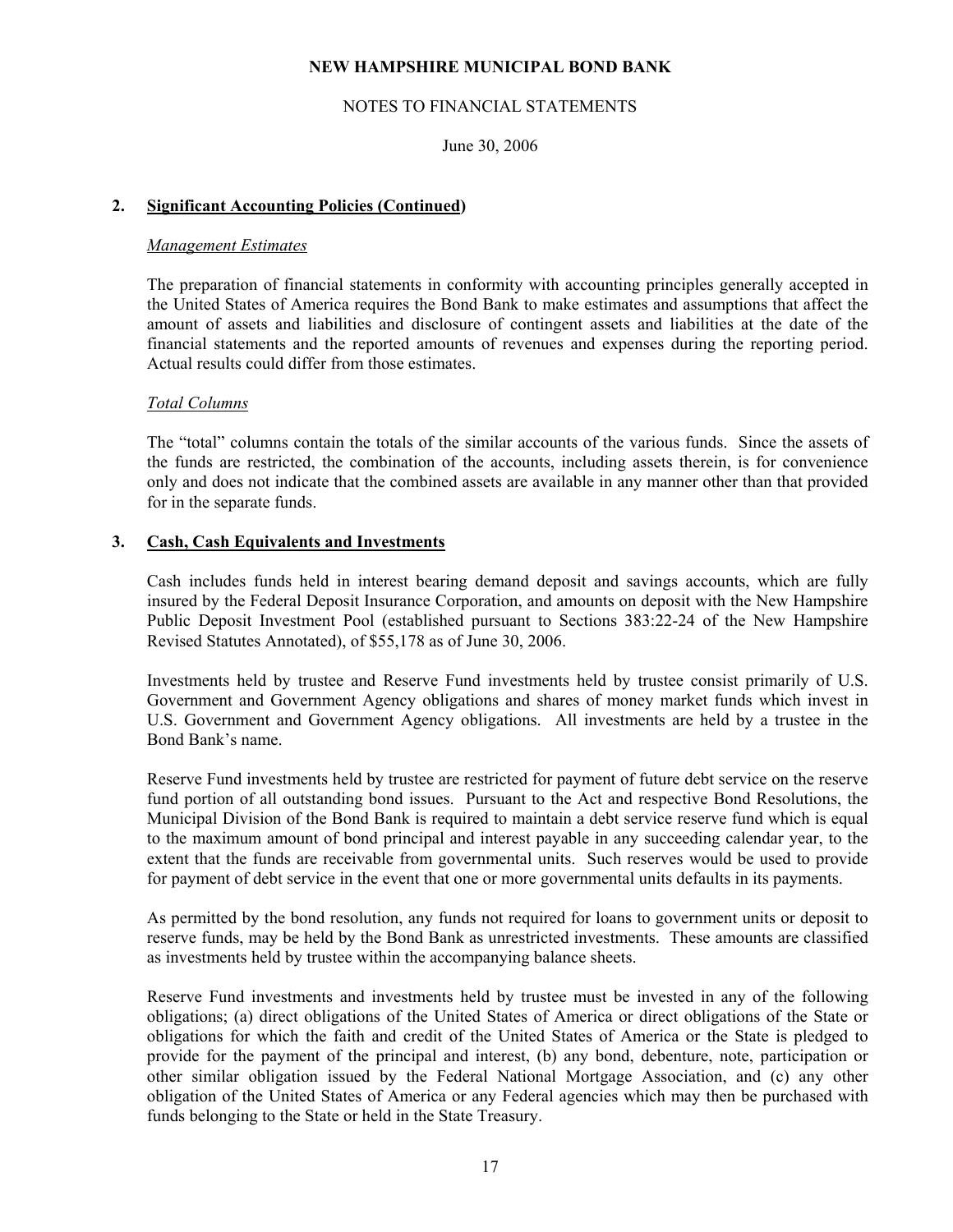## 2. Significant Accounting Policies (Continued)

*Management Estimates*

The preparation of financial statements in conformity with accounting principles generally accepted in the United States of America requires the Bond Bank to make estimates and assumptions that affect the amount of assets and liabilities and disclosure of contingent assets and liabilities at the date of the financial statements and the reported amounts of revenues and expenses during the reporting period. Actual results could differ from those estimates.

*Total Columns*

The "total" columns contain the totals of the similar accounts of the various funds. Since the assets of the funds are restricted, the combination of the accounts, including assets therein, is for convenience only and does not indicate that the combined assets are available in any manner other than that provided for in the separate funds.

## 3. Cash, Cash Equivalents and Investments

Cash includes funds held in interest bearing demand deposit and savings accounts, which are fully insured by the Federal Deposit Insurance Corporation, and amounts on deposit with the New Hampshire Public Deposit Investment Pool (established pursuant to Sections 383:22-24 of the New Hampshire Revised Statutes Annotated), of $55,178 as of June 30, 2006.

Investments held by trustee and Reserve Fund investments held by trustee consist primarily of U.S. Government and Government Agency obligations and shares of money market funds which invest in U.S. Government and Government Agency obligations. All investments are held by a trustee in the Bond Bank's name.

Reserve Fund investments held by trustee are restricted for payment of future debt service on the reserve fund portion of all outstanding bond issues. Pursuant to the Act and respective Bond Resolutions, the Municipal Division of the Bond Bank is required to maintain a debt service reserve fund which is equal to the maximum amount of bond principal and interest payable in any succeeding calendar year, to the extent that the funds are receivable from governmental units. Such reserves would be used to provide for payment of debt service in the event that one or more governmental units defaults in its payments.

As permitted by the bond resolution, any funds not required for loans to government units or deposit to reserve funds, may be held by the Bond Bank as unrestricted investments. These amounts are classified as investments held by trustee within the accompanying balance sheets.

Reserve Fund investments and investments held by trustee must be invested in any of the following obligations; (a) direct obligations of the United States of America or direct obligations of the State or obligations for which the faith and credit of the United States of America or the State is pledged to provide for the payment of the principal and interest, (b) any bond, debenture, note, participation or other similar obligation issued by the Federal National Mortgage Association, and (c) any other obligation of the United States of America or any Federal agencies which may then be purchased with funds belonging to the State or held in the State Treasury.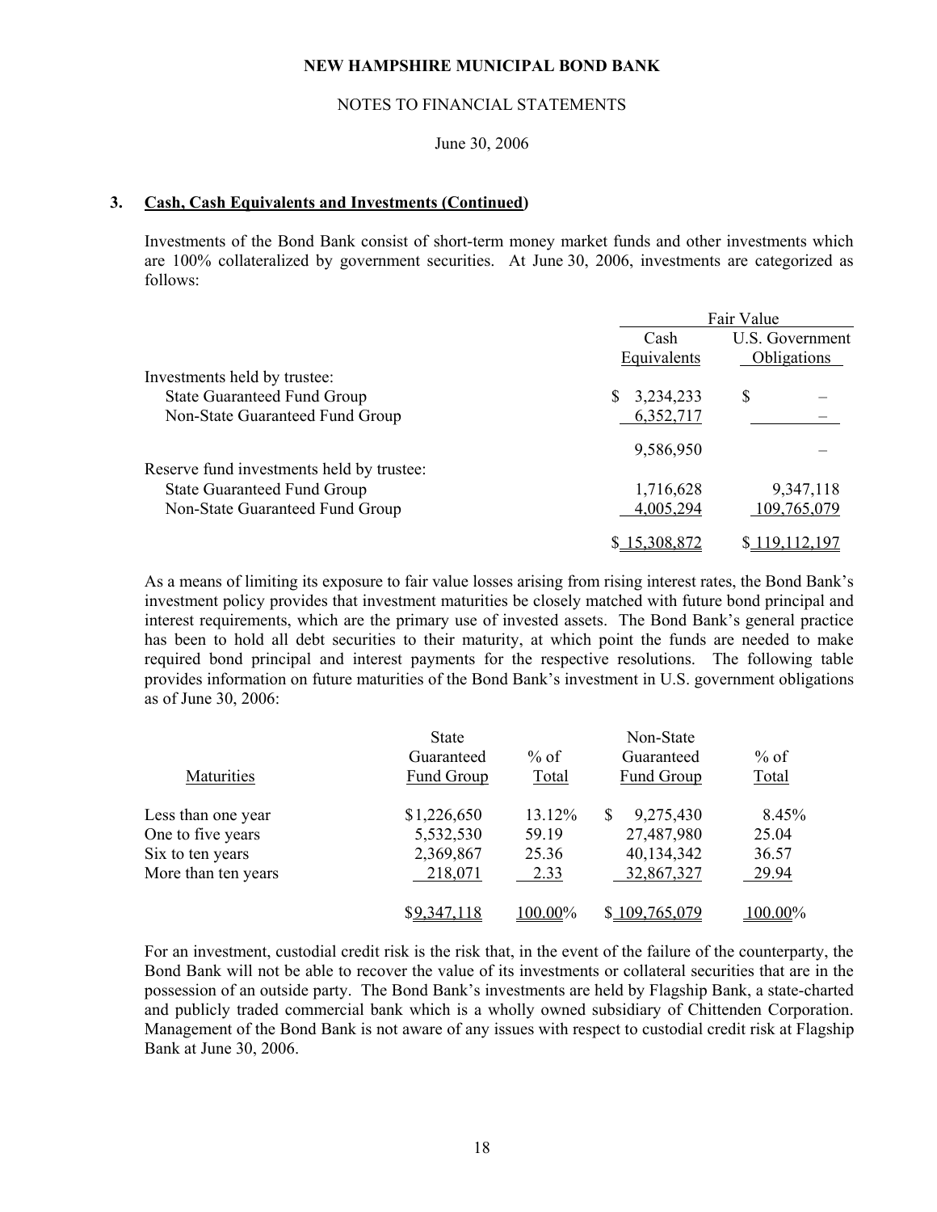NEW HAMPSHIRE MUNICIPAL BOND BANK

NOTES TO FINANCIAL STATEMENTS

June 30, 2006

### 3. Cash, Cash Equivalents and Investments (Continued)

Investments of the Bond Bank consist of short-term money market funds and other investments which are 100% collateralized by government securities. At June 30, 2006, investments are categorized as follows:

| | Fair Value | |
|---|---|---|
| | Cash Equivalents | U.S. Government Obligations |
| Investments held by trustee: | | |
| State Guaranteed Fund Group | $ 3,234,233 | $ – |
| Non-State Guaranteed Fund Group | 6,352,717 | – |
| | 9,586,950 | – |
| Reserve fund investments held by trustee: | | |
| State Guaranteed Fund Group | 1,716,628 | 9,347,118 |
| Non-State Guaranteed Fund Group | 4,005,294 | 109,765,079 |
| | $ 15,308,872 | $ 119,112,197 |

As a means of limiting its exposure to fair value losses arising from rising interest rates, the Bond Bank's investment policy provides that investment maturities be closely matched with future bond principal and interest requirements, which are the primary use of invested assets. The Bond Bank's general practice has been to hold all debt securities to their maturity, at which point the funds are needed to make required bond principal and interest payments for the respective resolutions. The following table provides information on future maturities of the Bond Bank's investment in U.S. government obligations as of June 30, 2006:

| Maturities | State Guaranteed Fund Group | % of Total | Non-State Guaranteed Fund Group | % of Total |
|---|---|---|---|---|
| Less than one year | $1,226,650 | 13.12% | $ 9,275,430 | 8.45% |
| One to five years | 5,532,530 | 59.19 | 27,487,980 | 25.04 |
| Six to ten years | 2,369,867 | 25.36 | 40,134,342 | 36.57 |
| More than ten years | 218,071 | 2.33 | 32,867,327 | 29.94 |
| | $9,347,118 | 100.00% | $ 109,765,079 | 100.00% |

For an investment, custodial credit risk is the risk that, in the event of the failure of the counterparty, the Bond Bank will not be able to recover the value of its investments or collateral securities that are in the possession of an outside party. The Bond Bank's investments are held by Flagship Bank, a state-charted and publicly traded commercial bank which is a wholly owned subsidiary of Chittenden Corporation. Management of the Bond Bank is not aware of any issues with respect to custodial credit risk at Flagship Bank at June 30, 2006.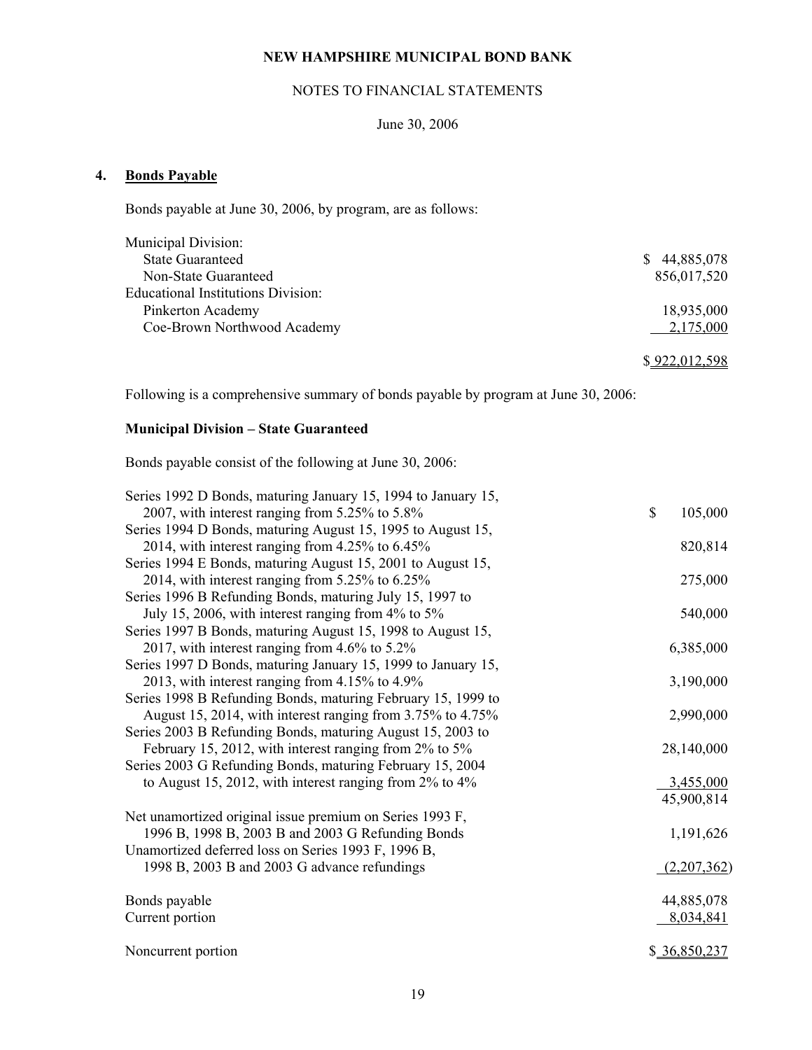# NEW HAMPSHIRE MUNICIPAL BOND BANK

NOTES TO FINANCIAL STATEMENTS

June 30, 2006

## 4. Bonds Payable

Bonds payable at June 30, 2006, by program, are as follows:

| | |
|---|---|
| Municipal Division: | |
| State Guaranteed | $ 44,885,078 |
| Non-State Guaranteed | 856,017,520 |
| Educational Institutions Division: | |
| Pinkerton Academy | 18,935,000 |
| Coe-Brown Northwood Academy | 2,175,000 |
| | $ 922,012,598 |

Following is a comprehensive summary of bonds payable by program at June 30, 2006:

### Municipal Division – State Guaranteed

Bonds payable consist of the following at June 30, 2006:

| | |
|---|---|
| Series 1992 D Bonds, maturing January 15, 1994 to January 15, 2007, with interest ranging from 5.25% to 5.8% | $ 105,000 |
| Series 1994 D Bonds, maturing August 15, 1995 to August 15, 2014, with interest ranging from 4.25% to 6.45% | 820,814 |
| Series 1994 E Bonds, maturing August 15, 2001 to August 15, 2014, with interest ranging from 5.25% to 6.25% | 275,000 |
| Series 1996 B Refunding Bonds, maturing July 15, 1997 to July 15, 2006, with interest ranging from 4% to 5% | 540,000 |
| Series 1997 B Bonds, maturing August 15, 1998 to August 15, 2017, with interest ranging from 4.6% to 5.2% | 6,385,000 |
| Series 1997 D Bonds, maturing January 15, 1999 to January 15, 2013, with interest ranging from 4.15% to 4.9% | 3,190,000 |
| Series 1998 B Refunding Bonds, maturing February 15, 1999 to August 15, 2014, with interest ranging from 3.75% to 4.75% | 2,990,000 |
| Series 2003 B Refunding Bonds, maturing August 15, 2003 to February 15, 2012, with interest ranging from 2% to 5% | 28,140,000 |
| Series 2003 G Refunding Bonds, maturing February 15, 2004 to August 15, 2012, with interest ranging from 2% to 4% | 3,455,000 |
| | 45,900,814 |
| Net unamortized original issue premium on Series 1993 F, 1996 B, 1998 B, 2003 B and 2003 G Refunding Bonds | 1,191,626 |
| Unamortized deferred loss on Series 1993 F, 1996 B, 1998 B, 2003 B and 2003 G advance refundings | (2,207,362) |
| Bonds payable | 44,885,078 |
| Current portion | 8,034,841 |
| Noncurrent portion | $ 36,850,237 |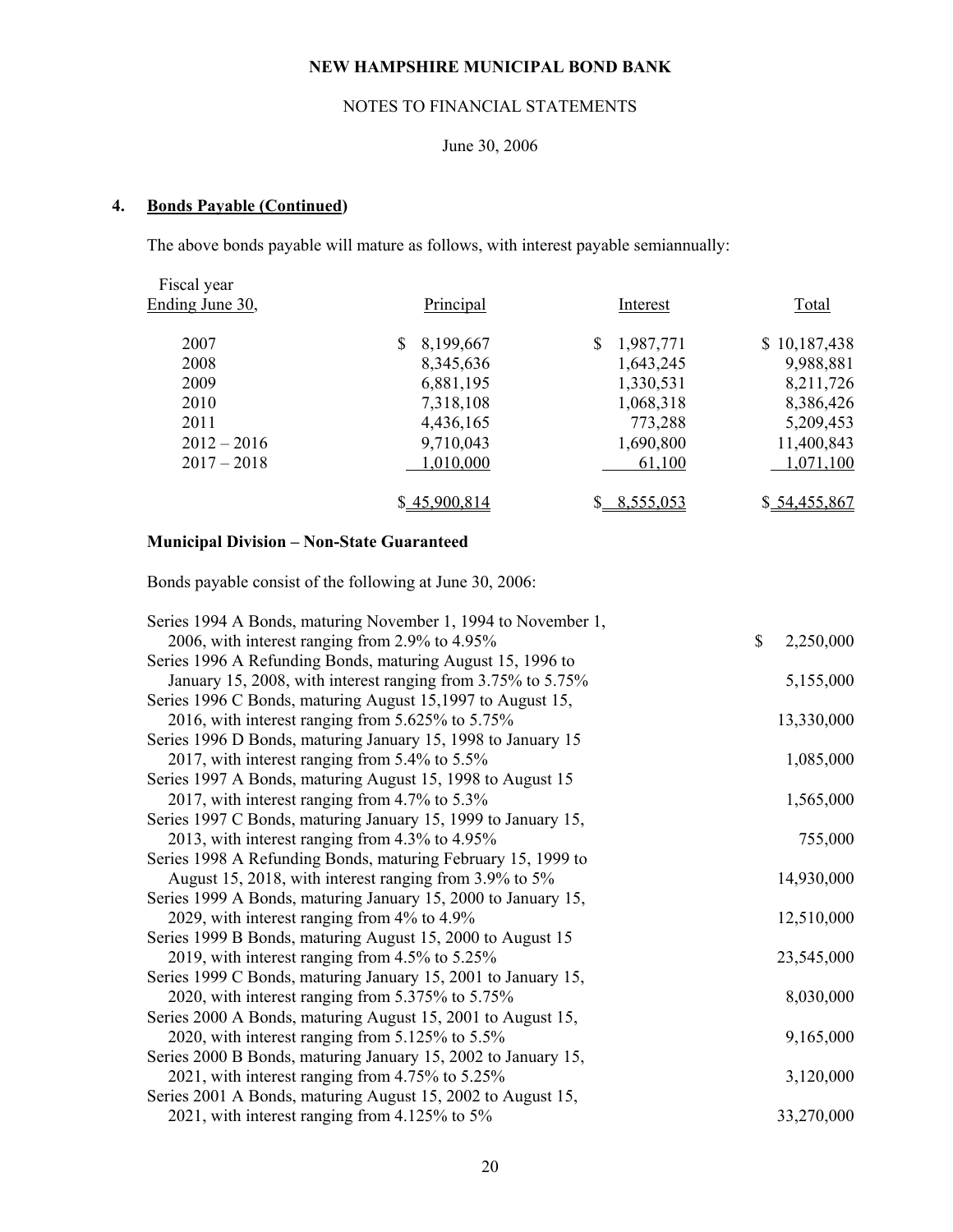**NEW HAMPSHIRE MUNICIPAL BOND BANK**

NOTES TO FINANCIAL STATEMENTS

June 30, 2006

## 4. Bonds Payable (Continued)

The above bonds payable will mature as follows, with interest payable semiannually:

| Fiscal year Ending June 30, | Principal | Interest | Total |
|---|---|---|---|
| 2007 | $ 8,199,667 | $ 1,987,771 | $ 10,187,438 |
| 2008 | 8,345,636 | 1,643,245 | 9,988,881 |
| 2009 | 6,881,195 | 1,330,531 | 8,211,726 |
| 2010 | 7,318,108 | 1,068,318 | 8,386,426 |
| 2011 | 4,436,165 | 773,288 | 5,209,453 |
| 2012 – 2016 | 9,710,043 | 1,690,800 | 11,400,843 |
| 2017 – 2018 | 1,010,000 | 61,100 | 1,071,100 |
| | $ 45,900,814 | $ 8,555,053 | $ 54,455,867 |

### Municipal Division – Non-State Guaranteed

Bonds payable consist of the following at June 30, 2006:

| Description | Amount |
|---|---|
| Series 1994 A Bonds, maturing November 1, 1994 to November 1, 2006, with interest ranging from 2.9% to 4.95% | $ 2,250,000 |
| Series 1996 A Refunding Bonds, maturing August 15, 1996 to January 15, 2008, with interest ranging from 3.75% to 5.75% | 5,155,000 |
| Series 1996 C Bonds, maturing August 15,1997 to August 15, 2016, with interest ranging from 5.625% to 5.75% | 13,330,000 |
| Series 1996 D Bonds, maturing January 15, 1998 to January 15 2017, with interest ranging from 5.4% to 5.5% | 1,085,000 |
| Series 1997 A Bonds, maturing August 15, 1998 to August 15 2017, with interest ranging from 4.7% to 5.3% | 1,565,000 |
| Series 1997 C Bonds, maturing January 15, 1999 to January 15, 2013, with interest ranging from 4.3% to 4.95% | 755,000 |
| Series 1998 A Refunding Bonds, maturing February 15, 1999 to August 15, 2018, with interest ranging from 3.9% to 5% | 14,930,000 |
| Series 1999 A Bonds, maturing January 15, 2000 to January 15, 2029, with interest ranging from 4% to 4.9% | 12,510,000 |
| Series 1999 B Bonds, maturing August 15, 2000 to August 15 2019, with interest ranging from 4.5% to 5.25% | 23,545,000 |
| Series 1999 C Bonds, maturing January 15, 2001 to January 15, 2020, with interest ranging from 5.375% to 5.75% | 8,030,000 |
| Series 2000 A Bonds, maturing August 15, 2001 to August 15, 2020, with interest ranging from 5.125% to 5.5% | 9,165,000 |
| Series 2000 B Bonds, maturing January 15, 2002 to January 15, 2021, with interest ranging from 4.75% to 5.25% | 3,120,000 |
| Series 2001 A Bonds, maturing August 15, 2002 to August 15, 2021, with interest ranging from 4.125% to 5% | 33,270,000 |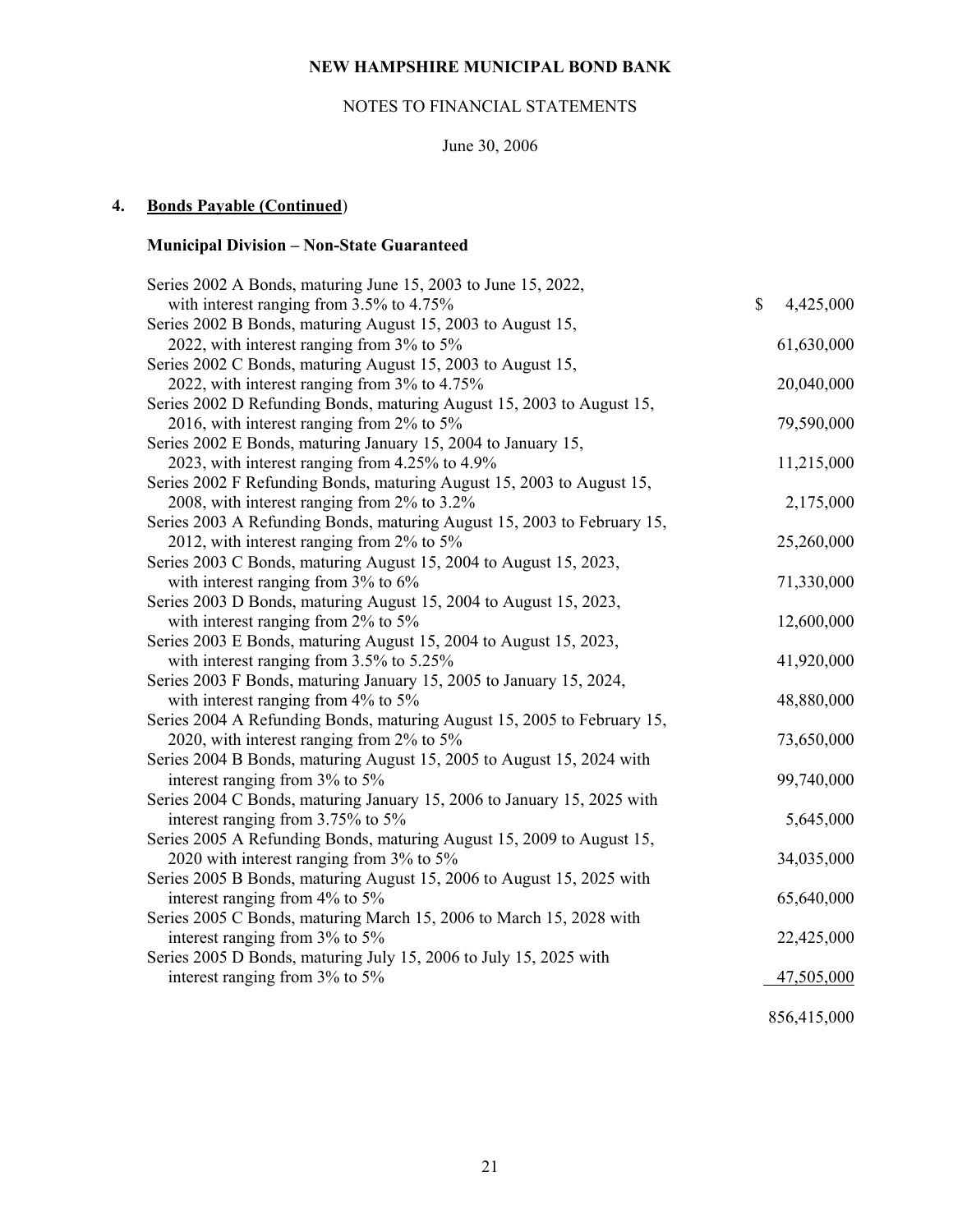NEW HAMPSHIRE MUNICIPAL BOND BANK

NOTES TO FINANCIAL STATEMENTS

June 30, 2006

## 4. Bonds Payable (Continued)

### Municipal Division – Non-State Guaranteed

| Description | Amount |
|---|---|
| Series 2002 A Bonds, maturing June 15, 2003 to June 15, 2022, with interest ranging from 3.5% to 4.75% | $ 4,425,000 |
| Series 2002 B Bonds, maturing August 15, 2003 to August 15, 2022, with interest ranging from 3% to 5% | 61,630,000 |
| Series 2002 C Bonds, maturing August 15, 2003 to August 15, 2022, with interest ranging from 3% to 4.75% | 20,040,000 |
| Series 2002 D Refunding Bonds, maturing August 15, 2003 to August 15, 2016, with interest ranging from 2% to 5% | 79,590,000 |
| Series 2002 E Bonds, maturing January 15, 2004 to January 15, 2023, with interest ranging from 4.25% to 4.9% | 11,215,000 |
| Series 2002 F Refunding Bonds, maturing August 15, 2003 to August 15, 2008, with interest ranging from 2% to 3.2% | 2,175,000 |
| Series 2003 A Refunding Bonds, maturing August 15, 2003 to February 15, 2012, with interest ranging from 2% to 5% | 25,260,000 |
| Series 2003 C Bonds, maturing August 15, 2004 to August 15, 2023, with interest ranging from 3% to 6% | 71,330,000 |
| Series 2003 D Bonds, maturing August 15, 2004 to August 15, 2023, with interest ranging from 2% to 5% | 12,600,000 |
| Series 2003 E Bonds, maturing August 15, 2004 to August 15, 2023, with interest ranging from 3.5% to 5.25% | 41,920,000 |
| Series 2003 F Bonds, maturing January 15, 2005 to January 15, 2024, with interest ranging from 4% to 5% | 48,880,000 |
| Series 2004 A Refunding Bonds, maturing August 15, 2005 to February 15, 2020, with interest ranging from 2% to 5% | 73,650,000 |
| Series 2004 B Bonds, maturing August 15, 2005 to August 15, 2024 with interest ranging from 3% to 5% | 99,740,000 |
| Series 2004 C Bonds, maturing January 15, 2006 to January 15, 2025 with interest ranging from 3.75% to 5% | 5,645,000 |
| Series 2005 A Refunding Bonds, maturing August 15, 2009 to August 15, 2020 with interest ranging from 3% to 5% | 34,035,000 |
| Series 2005 B Bonds, maturing August 15, 2006 to August 15, 2025 with interest ranging from 4% to 5% | 65,640,000 |
| Series 2005 C Bonds, maturing March 15, 2006 to March 15, 2028 with interest ranging from 3% to 5% | 22,425,000 |
| Series 2005 D Bonds, maturing July 15, 2006 to July 15, 2025 with interest ranging from 3% to 5% | 47,505,000 |
| | 856,415,000 |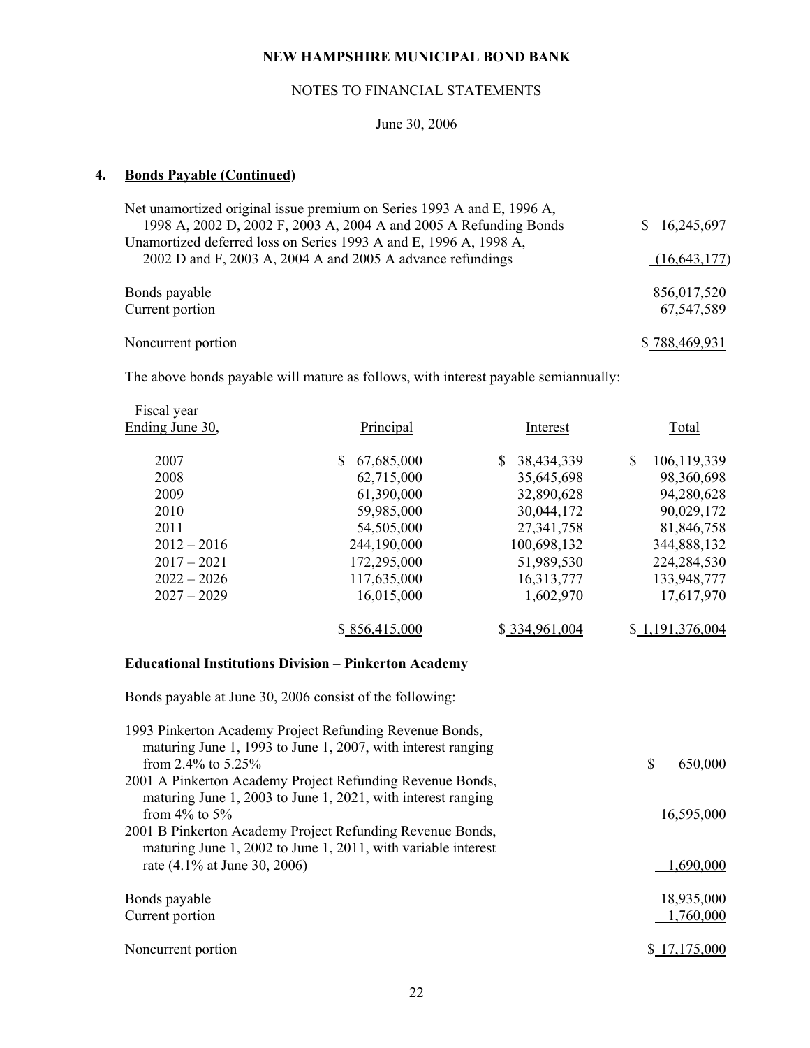NEW HAMPSHIRE MUNICIPAL BOND BANK

NOTES TO FINANCIAL STATEMENTS

June 30, 2006

## 4. Bonds Payable (Continued)

| | |
|---|---|
| Net unamortized original issue premium on Series 1993 A and E, 1996 A, 1998 A, 2002 D, 2002 F, 2003 A, 2004 A and 2005 A Refunding Bonds | $ 16,245,697 |
| Unamortized deferred loss on Series 1993 A and E, 1996 A, 1998 A, 2002 D and F, 2003 A, 2004 A and 2005 A advance refundings | (16,643,177) |
| Bonds payable | 856,017,520 |
| Current portion | 67,547,589 |
| Noncurrent portion | $ 788,469,931 |

The above bonds payable will mature as follows, with interest payable semiannually:

| Fiscal year Ending June 30, | Principal | Interest | Total |
|---|---|---|---|
| 2007 | $ 67,685,000 | $ 38,434,339 | $ 106,119,339 |
| 2008 | 62,715,000 | 35,645,698 | 98,360,698 |
| 2009 | 61,390,000 | 32,890,628 | 94,280,628 |
| 2010 | 59,985,000 | 30,044,172 | 90,029,172 |
| 2011 | 54,505,000 | 27,341,758 | 81,846,758 |
| 2012 – 2016 | 244,190,000 | 100,698,132 | 344,888,132 |
| 2017 – 2021 | 172,295,000 | 51,989,530 | 224,284,530 |
| 2022 – 2026 | 117,635,000 | 16,313,777 | 133,948,777 |
| 2027 – 2029 | 16,015,000 | 1,602,970 | 17,617,970 |
| | $ 856,415,000 | $ 334,961,004 | $ 1,191,376,004 |

**Educational Institutions Division – Pinkerton Academy**

Bonds payable at June 30, 2006 consist of the following:

| | |
|---|---|
| 1993 Pinkerton Academy Project Refunding Revenue Bonds, maturing June 1, 1993 to June 1, 2007, with interest ranging from 2.4% to 5.25% | $ 650,000 |
| 2001 A Pinkerton Academy Project Refunding Revenue Bonds, maturing June 1, 2003 to June 1, 2021, with interest ranging from 4% to 5% | 16,595,000 |
| 2001 B Pinkerton Academy Project Refunding Revenue Bonds, maturing June 1, 2002 to June 1, 2011, with variable interest rate (4.1% at June 30, 2006) | 1,690,000 |
| Bonds payable | 18,935,000 |
| Current portion | 1,760,000 |
| Noncurrent portion | $ 17,175,000 |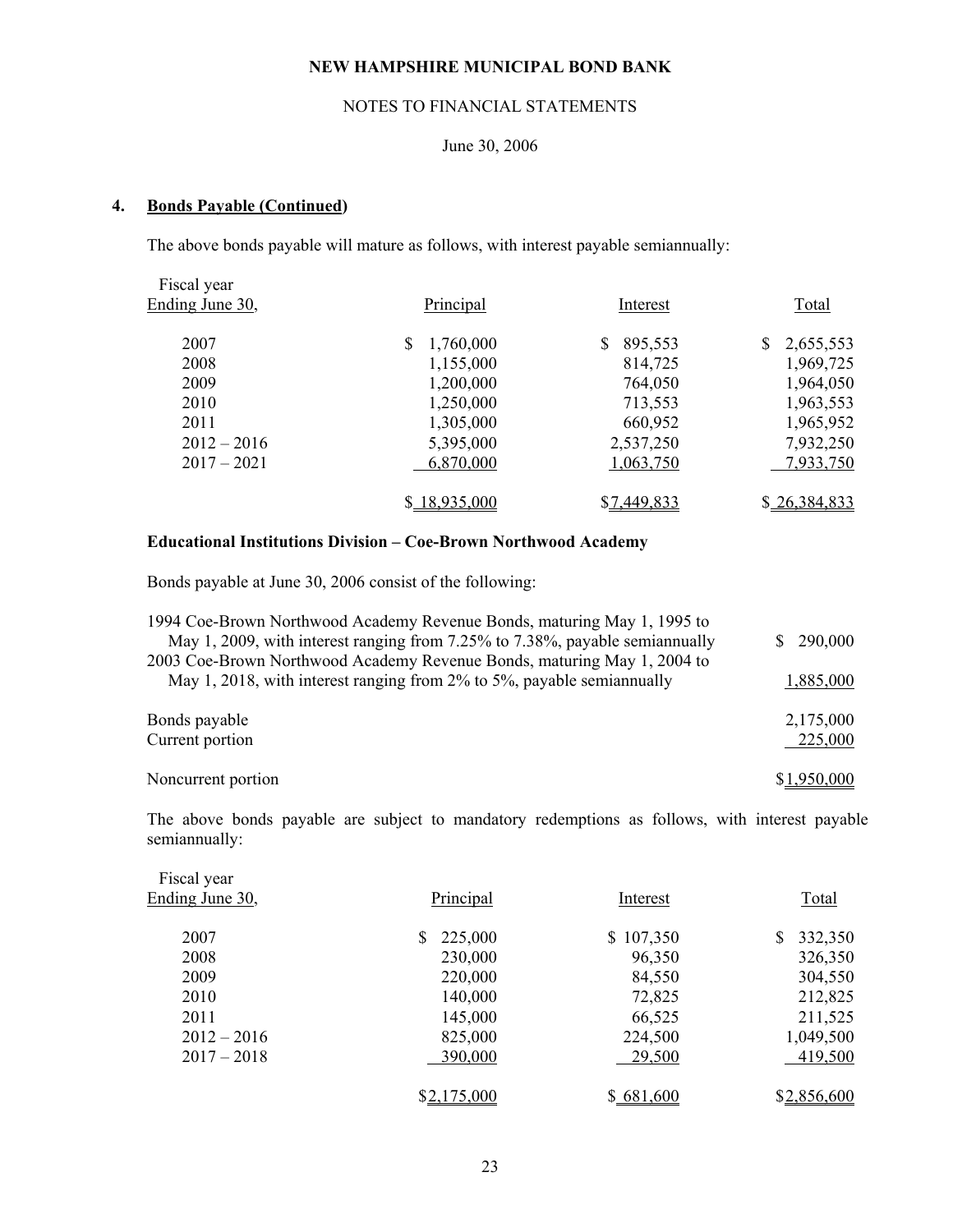# NEW HAMPSHIRE MUNICIPAL BOND BANK

NOTES TO FINANCIAL STATEMENTS

June 30, 2006

## 4. Bonds Payable (Continued)

The above bonds payable will mature as follows, with interest payable semiannually:

| Fiscal year Ending June 30, | Principal | Interest | Total |
|---|---|---|---|
| 2007 | $ 1,760,000 | $ 895,553 | $ 2,655,553 |
| 2008 | 1,155,000 | 814,725 | 1,969,725 |
| 2009 | 1,200,000 | 764,050 | 1,964,050 |
| 2010 | 1,250,000 | 713,553 | 1,963,553 |
| 2011 | 1,305,000 | 660,952 | 1,965,952 |
| 2012 – 2016 | 5,395,000 | 2,537,250 | 7,932,250 |
| 2017 – 2021 | 6,870,000 | 1,063,750 | 7,933,750 |
| | $ 18,935,000 | $ 7,449,833 | $ 26,384,833 |

### Educational Institutions Division – Coe-Brown Northwood Academy

Bonds payable at June 30, 2006 consist of the following:

| | |
|---|---|
| 1994 Coe-Brown Northwood Academy Revenue Bonds, maturing May 1, 1995 to May 1, 2009, with interest ranging from 7.25% to 7.38%, payable semiannually | $ 290,000 |
| 2003 Coe-Brown Northwood Academy Revenue Bonds, maturing May 1, 2004 to May 1, 2018, with interest ranging from 2% to 5%, payable semiannually | 1,885,000 |
| Bonds payable | 2,175,000 |
| Current portion | 225,000 |
| Noncurrent portion | $ 1,950,000 |

The above bonds payable are subject to mandatory redemptions as follows, with interest payable semiannually:

| Fiscal year Ending June 30, | Principal | Interest | Total |
|---|---|---|---|
| 2007 | $ 225,000 | $ 107,350 | $ 332,350 |
| 2008 | 230,000 | 96,350 | 326,350 |
| 2009 | 220,000 | 84,550 | 304,550 |
| 2010 | 140,000 | 72,825 | 212,825 |
| 2011 | 145,000 | 66,525 | 211,525 |
| 2012 – 2016 | 825,000 | 224,500 | 1,049,500 |
| 2017 – 2018 | 390,000 | 29,500 | 419,500 |
| | $ 2,175,000 | $ 681,600 | $ 2,856,600 |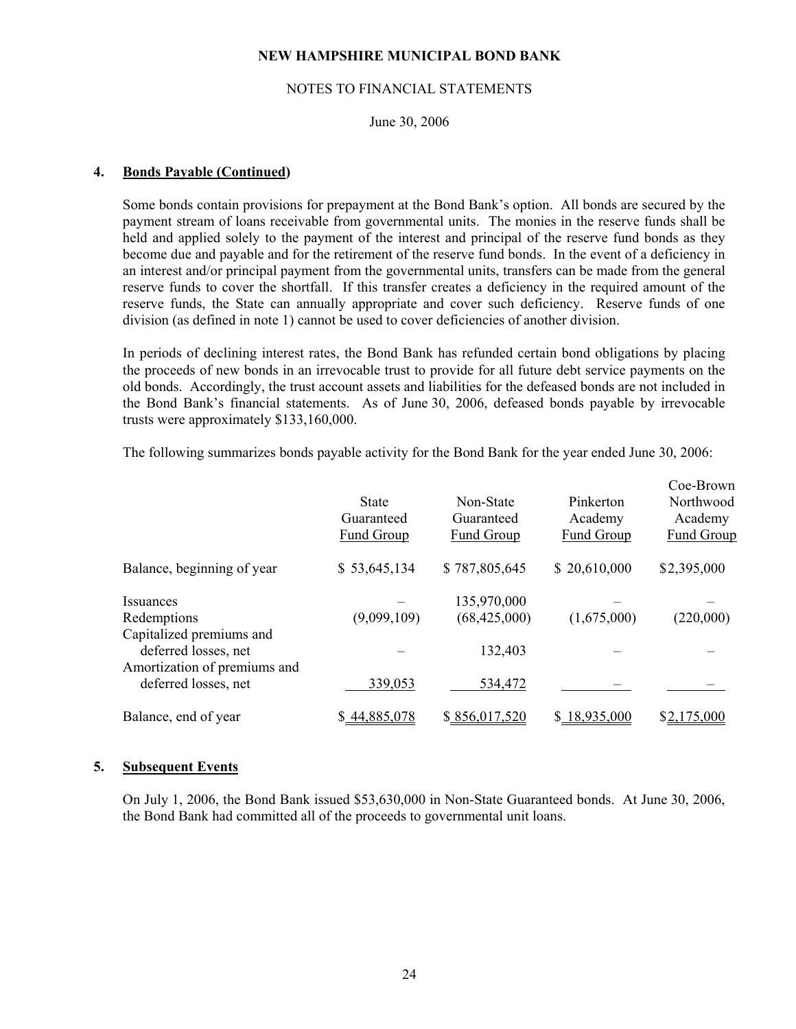NEW HAMPSHIRE MUNICIPAL BOND BANK

NOTES TO FINANCIAL STATEMENTS

June 30, 2006

**4. Bonds Payable (Continued)**

Some bonds contain provisions for prepayment at the Bond Bank's option. All bonds are secured by the payment stream of loans receivable from governmental units. The monies in the reserve funds shall be held and applied solely to the payment of the interest and principal of the reserve fund bonds as they become due and payable and for the retirement of the reserve fund bonds. In the event of a deficiency in an interest and/or principal payment from the governmental units, transfers can be made from the general reserve funds to cover the shortfall. If this transfer creates a deficiency in the required amount of the reserve funds, the State can annually appropriate and cover such deficiency. Reserve funds of one division (as defined in note 1) cannot be used to cover deficiencies of another division.

In periods of declining interest rates, the Bond Bank has refunded certain bond obligations by placing the proceeds of new bonds in an irrevocable trust to provide for all future debt service payments on the old bonds. Accordingly, the trust account assets and liabilities for the defeased bonds are not included in the Bond Bank's financial statements. As of June 30, 2006, defeased bonds payable by irrevocable trusts were approximately $133,160,000.

The following summarizes bonds payable activity for the Bond Bank for the year ended June 30, 2006:

| | State Guaranteed Fund Group | Non-State Guaranteed Fund Group | Pinkerton Academy Fund Group | Coe-Brown Northwood Academy Fund Group |
|---|---|---|---|---|
| Balance, beginning of year | $ 53,645,134 | $ 787,805,645 | $ 20,610,000 | $2,395,000 |
| Issuances | – | 135,970,000 | – | – |
| Redemptions | (9,099,109) | (68,425,000) | (1,675,000) | (220,000) |
| Capitalized premiums and deferred losses, net | – | 132,403 | – | – |
| Amortization of premiums and deferred losses, net | 339,053 | 534,472 | – | – |
| Balance, end of year | $ 44,885,078 | $ 856,017,520 | $ 18,935,000 | $2,175,000 |

**5. Subsequent Events**

On July 1, 2006, the Bond Bank issued $53,630,000 in Non-State Guaranteed bonds. At June 30, 2006, the Bond Bank had committed all of the proceeds to governmental unit loans.